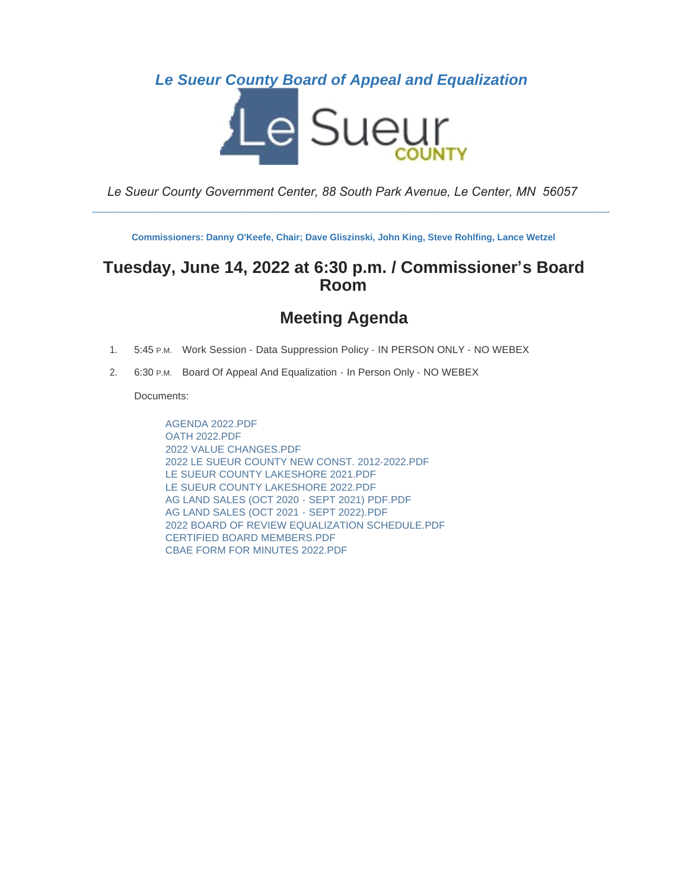*Le Sueur County Board of Appeal and Equalization*

*Le Sueur County Government Center, 88 South Park Avenue, Le Center, MN 56057*

---

**Commissioners: Danny O'Keefe, Chair; Dave Gliszinski, John King, Steve Rohlfing, Lance Wetzel**

## Tuesday, June 14, 2022 at 6:30 p.m. / Commissioner's Board Room

## Meeting Agenda

1. 5:45 P.M. Work Session - Data Suppression Policy - IN PERSON ONLY - NO WEBEX
2. 6:30 P.M. Board Of Appeal And Equalization - In Person Only - NO WEBEX

   Documents:

   AGENDA 2022.PDF
   OATH 2022.PDF
   2022 VALUE CHANGES.PDF
   2022 LE SUEUR COUNTY NEW CONST. 2012-2022.PDF
   LE SUEUR COUNTY LAKESHORE 2021.PDF
   LE SUEUR COUNTY LAKESHORE 2022.PDF
   AG LAND SALES (OCT 2020 - SEPT 2021) PDF.PDF
   AG LAND SALES (OCT 2021 - SEPT 2022).PDF
   2022 BOARD OF REVIEW EQUALIZATION SCHEDULE.PDF
   CERTIFIED BOARD MEMBERS.PDF
   CBAE FORM FOR MINUTES 2022.PDF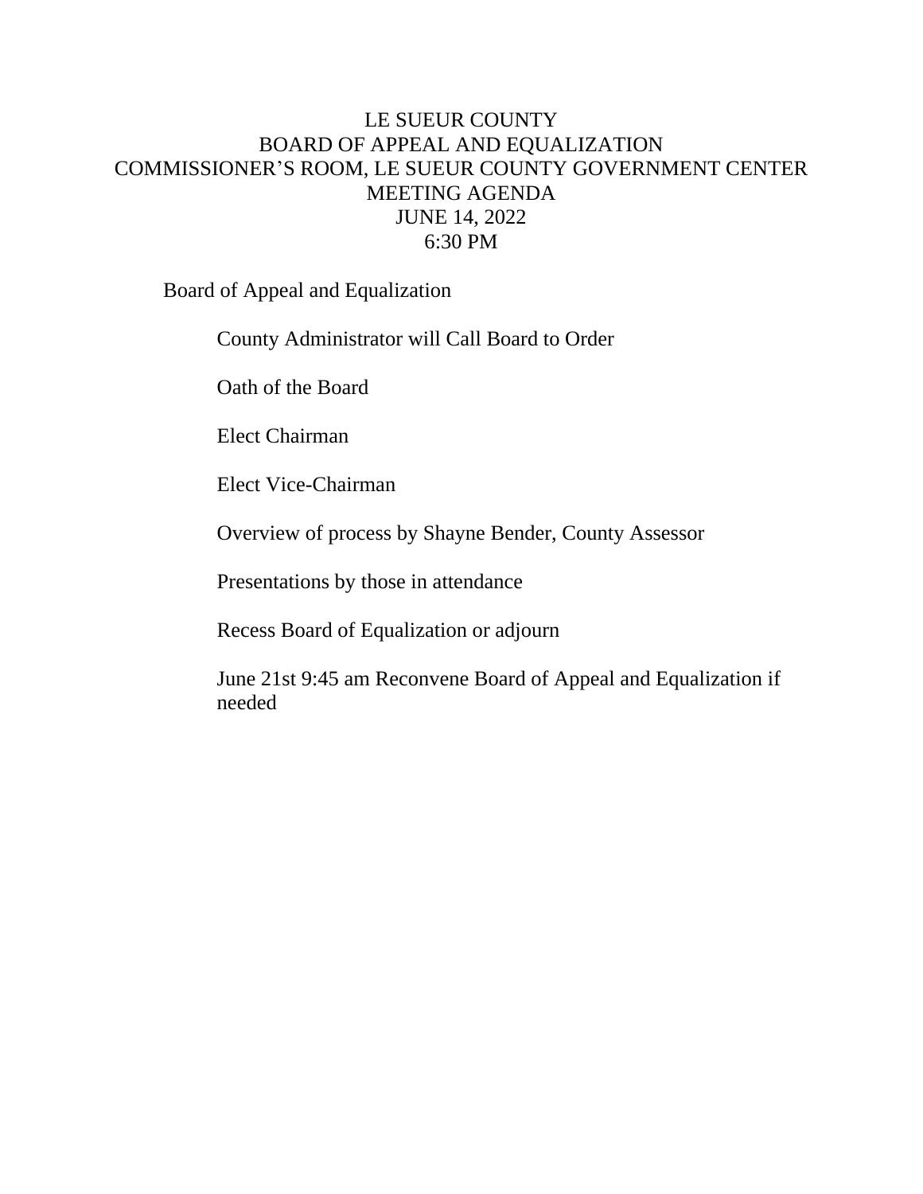# LE SUEUR COUNTY
## BOARD OF APPEAL AND EQUALIZATION
### COMMISSIONER'S ROOM, LE SUEUR COUNTY GOVERNMENT CENTER
### MEETING AGENDA
### JUNE 14, 2022
### 6:30 PM

Board of Appeal and Equalization

- County Administrator will Call Board to Order
- Oath of the Board
- Elect Chairman
- Elect Vice-Chairman
- Overview of process by Shayne Bender, County Assessor
- Presentations by those in attendance
- Recess Board of Equalization or adjourn
- June 21st 9:45 am Reconvene Board of Appeal and Equalization if needed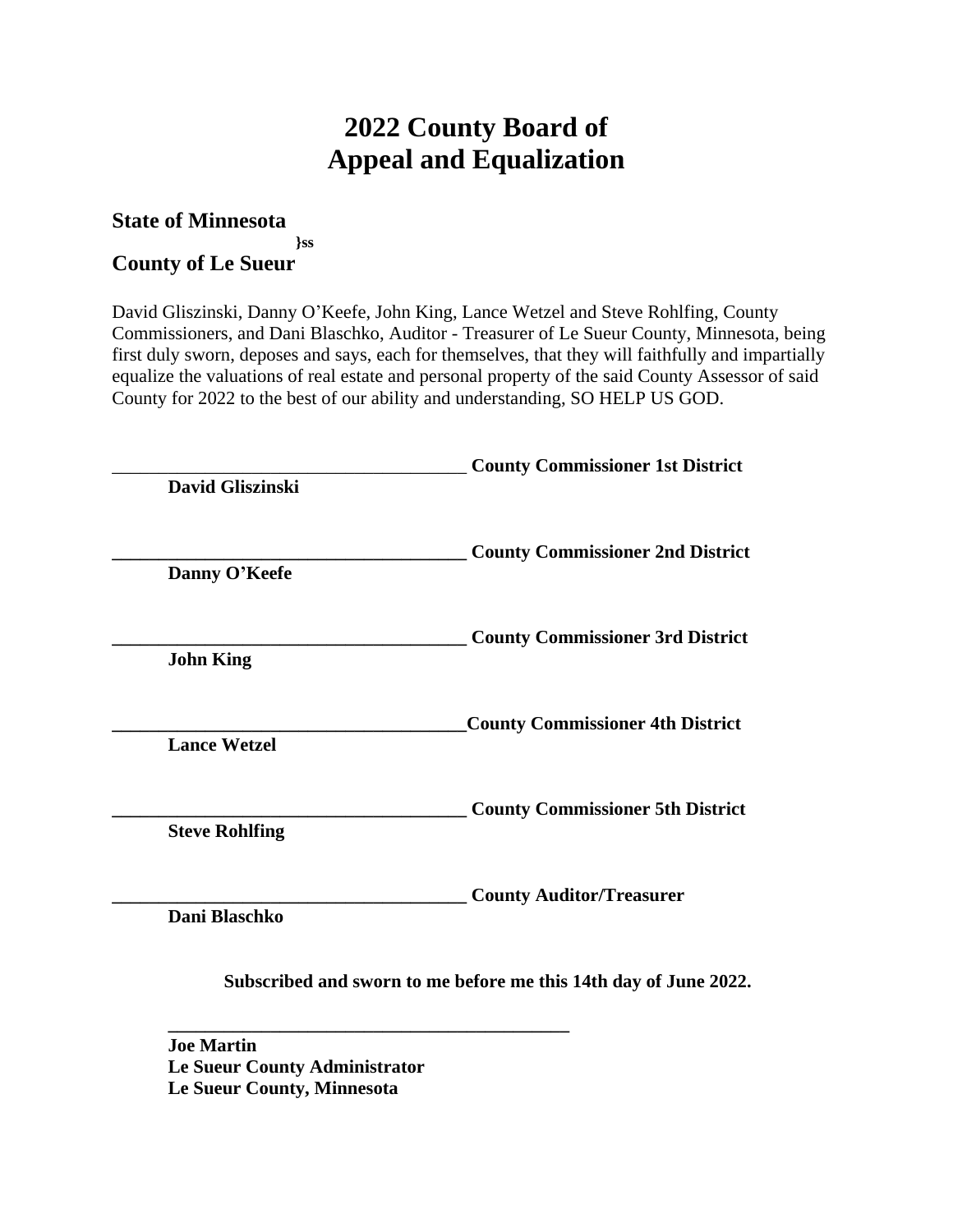# 2022 County Board of Appeal and Equalization

**State of Minnesota**
**}ss**
**County of Le Sueur**

David Gliszinski, Danny O'Keefe, John King, Lance Wetzel and Steve Rohlfing, County Commissioners, and Dani Blaschko, Auditor - Treasurer of Le Sueur County, Minnesota, being first duly sworn, deposes and says, each for themselves, that they will faithfully and impartially equalize the valuations of real estate and personal property of the said County Assessor of said County for 2022 to the best of our ability and understanding, SO HELP US GOD.

_______________________________________ **County Commissioner 1st District**
**David Gliszinski**

_______________________________________ **County Commissioner 2nd District**
**Danny O'Keefe**

_______________________________________ **County Commissioner 3rd District**
**John King**

_______________________________________ **County Commissioner 4th District**
**Lance Wetzel**

_______________________________________ **County Commissioner 5th District**
**Steve Rohlfing**

_______________________________________ **County Auditor/Treasurer**
**Dani Blaschko**

**Subscribed and sworn to me before me this 14th day of June 2022.**

_______________________________________
**Joe Martin**
**Le Sueur County Administrator**
**Le Sueur County, Minnesota**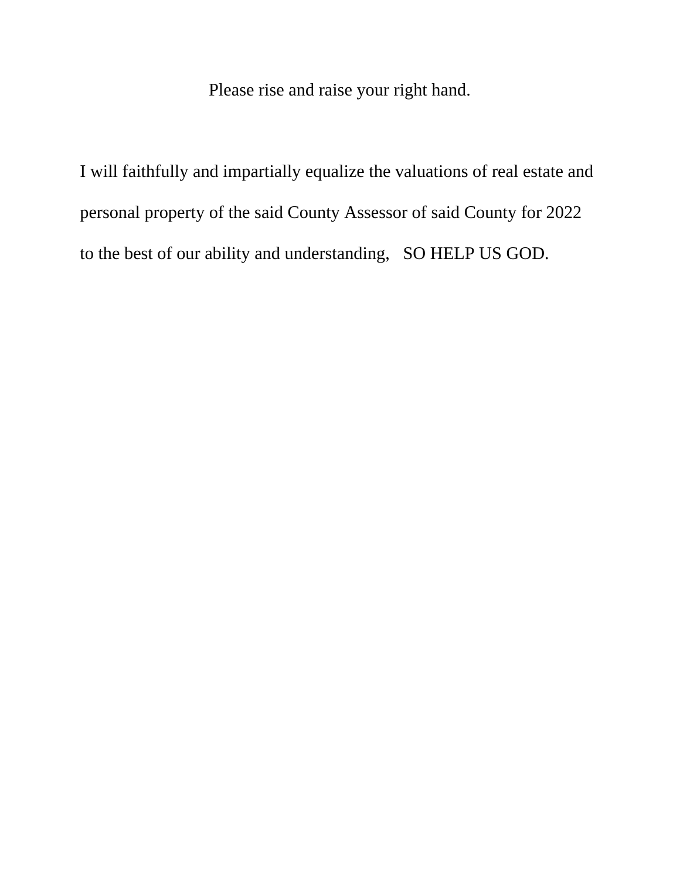Please rise and raise your right hand.

I will faithfully and impartially equalize the valuations of real estate and personal property of the said County Assessor of said County for 2022 to the best of our ability and understanding, SO HELP US GOD.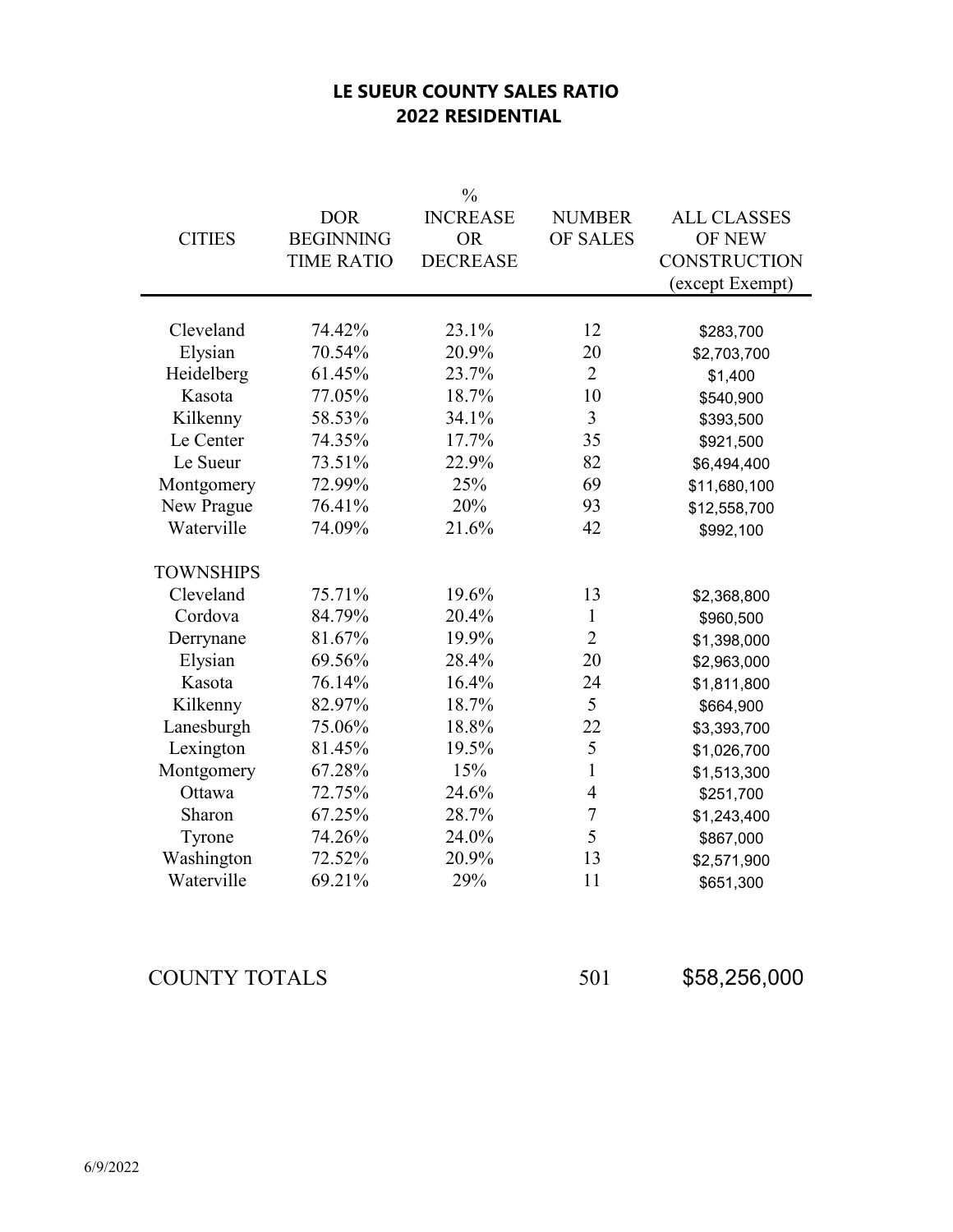# LE SUEUR COUNTY SALES RATIO
## 2022 RESIDENTIAL

| CITIES | DOR BEGINNING TIME RATIO | % INCREASE OR DECREASE | NUMBER OF SALES | ALL CLASSES OF NEW CONSTRUCTION (except Exempt) |
|---|---|---|---|---|
| Cleveland | 74.42% | 23.1% | 12 | $283,700 |
| Elysian | 70.54% | 20.9% | 20 | $2,703,700 |
| Heidelberg | 61.45% | 23.7% | 2 | $1,400 |
| Kasota | 77.05% | 18.7% | 10 | $540,900 |
| Kilkenny | 58.53% | 34.1% | 3 | $393,500 |
| Le Center | 74.35% | 17.7% | 35 | $921,500 |
| Le Sueur | 73.51% | 22.9% | 82 | $6,494,400 |
| Montgomery | 72.99% | 25% | 69 | $11,680,100 |
| New Prague | 76.41% | 20% | 93 | $12,558,700 |
| Waterville | 74.09% | 21.6% | 42 | $992,100 |
| **TOWNSHIPS** | | | | |
| Cleveland | 75.71% | 19.6% | 13 | $2,368,800 |
| Cordova | 84.79% | 20.4% | 1 | $960,500 |
| Derrynane | 81.67% | 19.9% | 2 | $1,398,000 |
| Elysian | 69.56% | 28.4% | 20 | $2,963,000 |
| Kasota | 76.14% | 16.4% | 24 | $1,811,800 |
| Kilkenny | 82.97% | 18.7% | 5 | $664,900 |
| Lanesburgh | 75.06% | 18.8% | 22 | $3,393,700 |
| Lexington | 81.45% | 19.5% | 5 | $1,026,700 |
| Montgomery | 67.28% | 15% | 1 | $1,513,300 |
| Ottawa | 72.75% | 24.6% | 4 | $251,700 |
| Sharon | 67.25% | 28.7% | 7 | $1,243,400 |
| Tyrone | 74.26% | 24.0% | 5 | $867,000 |
| Washington | 72.52% | 20.9% | 13 | $2,571,900 |
| Waterville | 69.21% | 29% | 11 | $651,300 |
| COUNTY TOTALS | | | 501 | $58,256,000 |

6/9/2022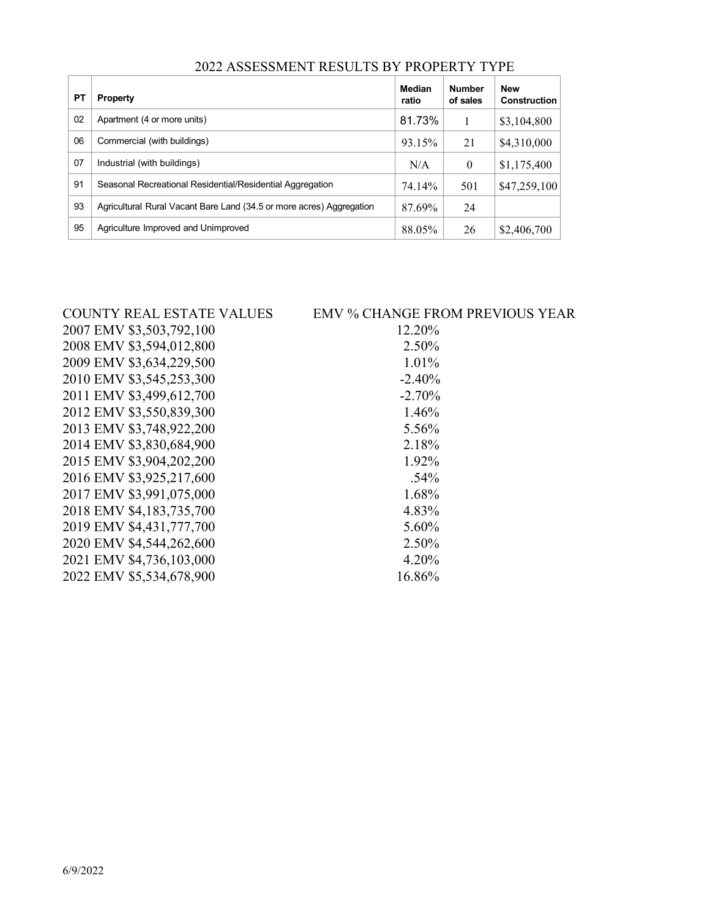## 2022 ASSESSMENT RESULTS BY PROPERTY TYPE

| PT | Property | Median ratio | Number of sales | New Construction |
|---|---|---|---|---|
| 02 | Apartment (4 or more units) | 81.73% | 1 | $3,104,800 |
| 06 | Commercial (with buildings) | 93.15% | 21 | $4,310,000 |
| 07 | Industrial (with buildings) | N/A | 0 | $1,175,400 |
| 91 | Seasonal Recreational Residential/Residential Aggregation | 74.14% | 501 | $47,259,100 |
| 93 | Agricultural Rural Vacant Bare Land (34.5 or more acres) Aggregation | 87.69% | 24 | |
| 95 | Agriculture Improved and Unimproved | 88.05% | 26 | $2,406,700 |

| COUNTY REAL ESTATE VALUES | EMV % CHANGE FROM PREVIOUS YEAR |
|---|---|
| 2007 EMV $3,503,792,100 | 12.20% |
| 2008 EMV $3,594,012,800 | 2.50% |
| 2009 EMV $3,634,229,500 | 1.01% |
| 2010 EMV $3,545,253,300 | -2.40% |
| 2011 EMV $3,499,612,700 | -2.70% |
| 2012 EMV $3,550,839,300 | 1.46% |
| 2013 EMV $3,748,922,200 | 5.56% |
| 2014 EMV $3,830,684,900 | 2.18% |
| 2015 EMV $3,904,202,200 | 1.92% |
| 2016 EMV $3,925,217,600 | .54% |
| 2017 EMV $3,991,075,000 | 1.68% |
| 2018 EMV $4,183,735,700 | 4.83% |
| 2019 EMV $4,431,777,700 | 5.60% |
| 2020 EMV $4,544,262,600 | 2.50% |
| 2021 EMV $4,736,103,000 | 4.20% |
| 2022 EMV $5,534,678,900 | 16.86% |

6/9/2022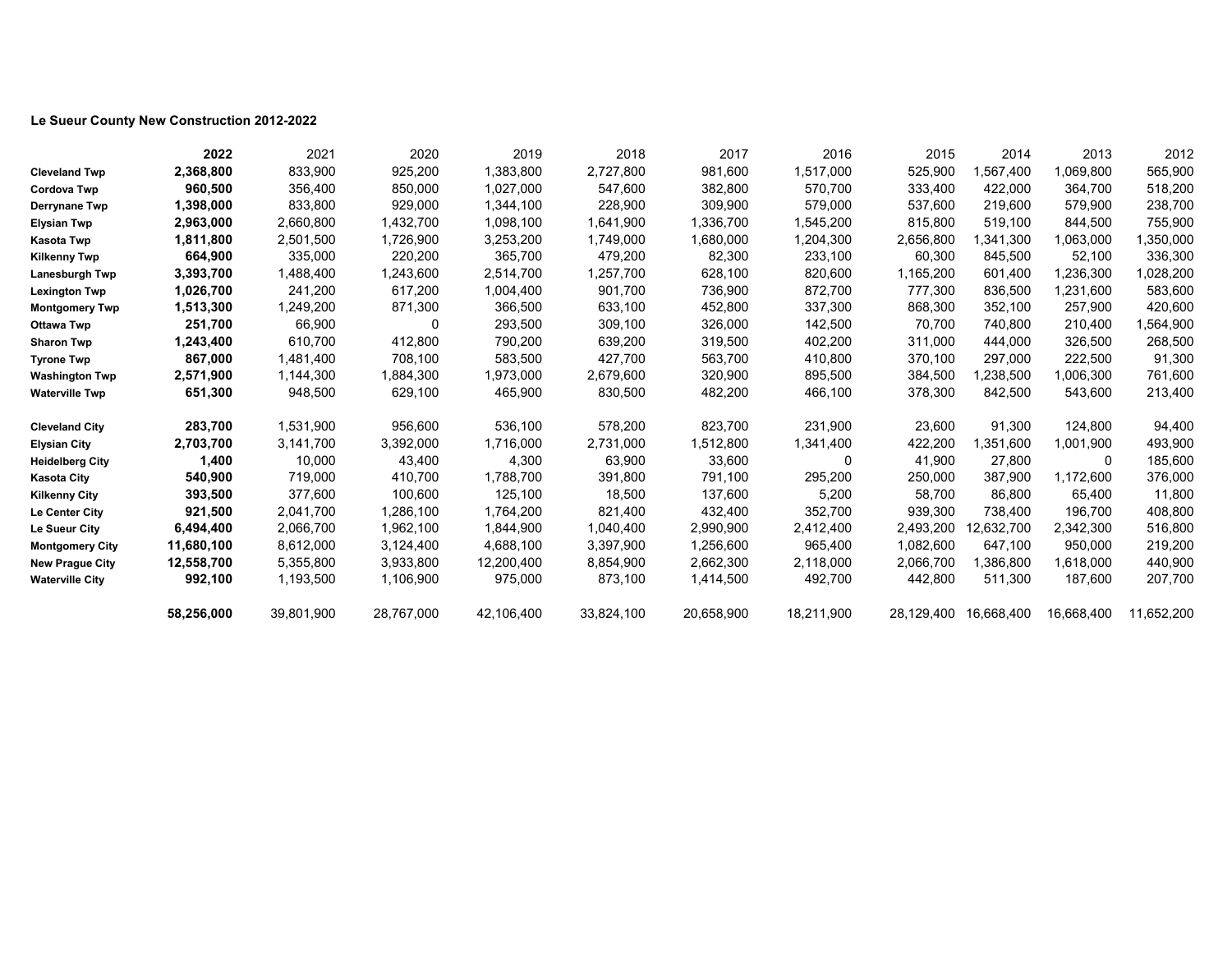**Le Sueur County New Construction 2012-2022**

| | **2022** | 2021 | 2020 | 2019 | 2018 | 2017 | 2016 | 2015 | 2014 | 2013 | 2012 |
|---|---|---|---|---|---|---|---|---|---|---|---|
| **Cleveland Twp** | **2,368,800** | 833,900 | 925,200 | 1,383,800 | 2,727,800 | 981,600 | 1,517,000 | 525,900 | 1,567,400 | 1,069,800 | 565,900 |
| **Cordova Twp** | **960,500** | 356,400 | 850,000 | 1,027,000 | 547,600 | 382,800 | 570,700 | 333,400 | 422,000 | 364,700 | 518,200 |
| **Derrynane Twp** | **1,398,000** | 833,800 | 929,000 | 1,344,100 | 228,900 | 309,900 | 579,000 | 537,600 | 219,600 | 579,900 | 238,700 |
| **Elysian Twp** | **2,963,000** | 2,660,800 | 1,432,700 | 1,098,100 | 1,641,900 | 1,336,700 | 1,545,200 | 815,800 | 519,100 | 844,500 | 755,900 |
| **Kasota Twp** | **1,811,800** | 2,501,500 | 1,726,900 | 3,253,200 | 1,749,000 | 1,680,000 | 1,204,300 | 2,656,800 | 1,341,300 | 1,063,000 | 1,350,000 |
| **Kilkenny Twp** | **664,900** | 335,000 | 220,200 | 365,700 | 479,200 | 82,300 | 233,100 | 60,300 | 845,500 | 52,100 | 336,300 |
| **Lanesburgh Twp** | **3,393,700** | 1,488,400 | 1,243,600 | 2,514,700 | 1,257,700 | 628,100 | 820,600 | 1,165,200 | 601,400 | 1,236,300 | 1,028,200 |
| **Lexington Twp** | **1,026,700** | 241,200 | 617,200 | 1,004,400 | 901,700 | 736,900 | 872,700 | 777,300 | 836,500 | 1,231,600 | 583,600 |
| **Montgomery Twp** | **1,513,300** | 1,249,200 | 871,300 | 366,500 | 633,100 | 452,800 | 337,300 | 868,300 | 352,100 | 257,900 | 420,600 |
| **Ottawa Twp** | **251,700** | 66,900 | 0 | 293,500 | 309,100 | 326,000 | 142,500 | 70,700 | 740,800 | 210,400 | 1,564,900 |
| **Sharon Twp** | **1,243,400** | 610,700 | 412,800 | 790,200 | 639,200 | 319,500 | 402,200 | 311,000 | 444,000 | 326,500 | 268,500 |
| **Tyrone Twp** | **867,000** | 1,481,400 | 708,100 | 583,500 | 427,700 | 563,700 | 410,800 | 370,100 | 297,000 | 222,500 | 91,300 |
| **Washington Twp** | **2,571,900** | 1,144,300 | 1,884,300 | 1,973,000 | 2,679,600 | 320,900 | 895,500 | 384,500 | 1,238,500 | 1,006,300 | 761,600 |
| **Waterville Twp** | **651,300** | 948,500 | 629,100 | 465,900 | 830,500 | 482,200 | 466,100 | 378,300 | 842,500 | 543,600 | 213,400 |
| | | | | | | | | | | | |
| **Cleveland City** | **283,700** | 1,531,900 | 956,600 | 536,100 | 578,200 | 823,700 | 231,900 | 23,600 | 91,300 | 124,800 | 94,400 |
| **Elysian City** | **2,703,700** | 3,141,700 | 3,392,000 | 1,716,000 | 2,731,000 | 1,512,800 | 1,341,400 | 422,200 | 1,351,600 | 1,001,900 | 493,900 |
| **Heidelberg City** | **1,400** | 10,000 | 43,400 | 4,300 | 63,900 | 33,600 | 0 | 41,900 | 27,800 | 0 | 185,600 |
| **Kasota City** | **540,900** | 719,000 | 410,700 | 1,788,700 | 391,800 | 791,100 | 295,200 | 250,000 | 387,900 | 1,172,600 | 376,000 |
| **Kilkenny City** | **393,500** | 377,600 | 100,600 | 125,100 | 18,500 | 137,600 | 5,200 | 58,700 | 86,800 | 65,400 | 11,800 |
| **Le Center City** | **921,500** | 2,041,700 | 1,286,100 | 1,764,200 | 821,400 | 432,400 | 352,700 | 939,300 | 738,400 | 196,700 | 408,800 |
| **Le Sueur City** | **6,494,400** | 2,066,700 | 1,962,100 | 1,844,900 | 1,040,400 | 2,990,900 | 2,412,400 | 2,493,200 | 12,632,700 | 2,342,300 | 516,800 |
| **Montgomery City** | **11,680,100** | 8,612,000 | 3,124,400 | 4,688,100 | 3,397,900 | 1,256,600 | 965,400 | 1,082,600 | 647,100 | 950,000 | 219,200 |
| **New Prague City** | **12,558,700** | 5,355,800 | 3,933,800 | 12,200,400 | 8,854,900 | 2,662,300 | 2,118,000 | 2,066,700 | 1,386,800 | 1,618,000 | 440,900 |
| **Waterville City** | **992,100** | 1,193,500 | 1,106,900 | 975,000 | 873,100 | 1,414,500 | 492,700 | 442,800 | 511,300 | 187,600 | 207,700 |
| | | | | | | | | | | | |
| | **58,256,000** | 39,801,900 | 28,767,000 | 42,106,400 | 33,824,100 | 20,658,900 | 18,211,900 | 28,129,400 | 16,668,400 | 16,668,400 | 11,652,200 |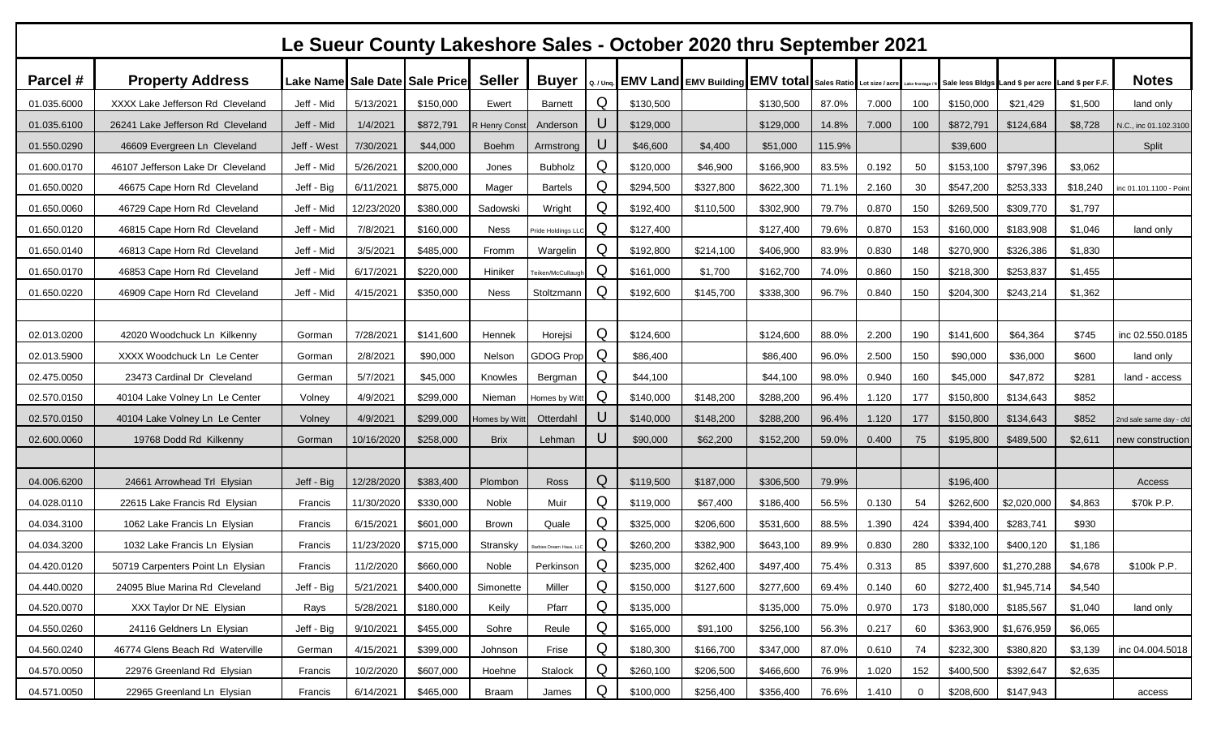# Le Sueur County Lakeshore Sales - October 2020 thru September 2021

| Parcel # | Property Address | Lake Name | Sale Date | Sale Price | Seller | Buyer | Q. / Unq. | EMV Land | EMV Building | EMV total | Sales Ratio | Lot size / acre | Lake frontage / ft | Sale less Bldgs | Land $ per acre | Land $ per F.F. | Notes |
|---|---|---|---|---|---|---|---|---|---|---|---|---|---|---|---|---|---|
| 01.035.6000 | XXXX Lake Jefferson Rd Cleveland | Jeff - Mid | 5/13/2021 | $150,000 | Ewert | Barnett | Q | $130,500 | | $130,500 | 87.0% | 7.000 | 100 | $150,000 | $21,429 | $1,500 | land only |
| 01.035.6100 | 26241 Lake Jefferson Rd Cleveland | Jeff - Mid | 1/4/2021 | $872,791 | R Henry Const | Anderson | U | $129,000 | | $129,000 | 14.8% | 7.000 | 100 | $872,791 | $124,684 | $8,728 | N.C., inc 01.102.3100 |
| 01.550.0290 | 46609 Evergreen Ln Cleveland | Jeff - West | 7/30/2021 | $44,000 | Boehm | Armstrong | U | $46,600 | $4,400 | $51,000 | 115.9% | | | $39,600 | | | Split |
| 01.600.0170 | 46107 Jefferson Lake Dr Cleveland | Jeff - Mid | 5/26/2021 | $200,000 | Jones | Bubholz | Q | $120,000 | $46,900 | $166,900 | 83.5% | 0.192 | 50 | $153,100 | $797,396 | $3,062 | |
| 01.650.0020 | 46675 Cape Horn Rd Cleveland | Jeff - Big | 6/11/2021 | $875,000 | Mager | Bartels | Q | $294,500 | $327,800 | $622,300 | 71.1% | 2.160 | 30 | $547,200 | $253,333 | $18,240 | inc 01.101.1100 - Point |
| 01.650.0060 | 46729 Cape Horn Rd Cleveland | Jeff - Mid | 12/23/2020 | $380,000 | Sadowski | Wright | Q | $192,400 | $110,500 | $302,900 | 79.7% | 0.870 | 150 | $269,500 | $309,770 | $1,797 | |
| 01.650.0120 | 46815 Cape Horn Rd Cleveland | Jeff - Mid | 7/8/2021 | $160,000 | Ness | Pride Holdings LLC | Q | $127,400 | | $127,400 | 79.6% | 0.870 | 153 | $160,000 | $183,908 | $1,046 | land only |
| 01.650.0140 | 46813 Cape Horn Rd Cleveland | Jeff - Mid | 3/5/2021 | $485,000 | Fromm | Wargelin | Q | $192,800 | $214,100 | $406,900 | 83.9% | 0.830 | 148 | $270,900 | $326,386 | $1,830 | |
| 01.650.0170 | 46853 Cape Horn Rd Cleveland | Jeff - Mid | 6/17/2021 | $220,000 | Hiniker | Teiken/McCullaugh | Q | $161,000 | $1,700 | $162,700 | 74.0% | 0.860 | 150 | $218,300 | $253,837 | $1,455 | |
| 01.650.0220 | 46909 Cape Horn Rd Cleveland | Jeff - Mid | 4/15/2021 | $350,000 | Ness | Stoltzmann | Q | $192,600 | $145,700 | $338,300 | 96.7% | 0.840 | 150 | $204,300 | $243,214 | $1,362 | |
| | | | | | | | | | | | | | | | | | |
| 02.013.0200 | 42020 Woodchuck Ln Kilkenny | Gorman | 7/28/2021 | $141,600 | Hennek | Horejsi | Q | $124,600 | | $124,600 | 88.0% | 2.200 | 190 | $141,600 | $64,364 | $745 | inc 02.550.0185 |
| 02.013.5900 | XXXX Woodchuck Ln Le Center | Gorman | 2/8/2021 | $90,000 | Nelson | GDOG Prop | Q | $86,400 | | $86,400 | 96.0% | 2.500 | 150 | $90,000 | $36,000 | $600 | land only |
| 02.475.0050 | 23473 Cardinal Dr Cleveland | German | 5/7/2021 | $45,000 | Knowles | Bergman | Q | $44,100 | | $44,100 | 98.0% | 0.940 | 160 | $45,000 | $47,872 | $281 | land - access |
| 02.570.0150 | 40104 Lake Volney Ln Le Center | Volney | 4/9/2021 | $299,000 | Nieman | Homes by Witt | Q | $140,000 | $148,200 | $288,200 | 96.4% | 1.120 | 177 | $150,800 | $134,643 | $852 | |
| 02.570.0150 | 40104 Lake Volney Ln Le Center | Volney | 4/9/2021 | $299,000 | Homes by Witt | Otterdahl | U | $140,000 | $148,200 | $288,200 | 96.4% | 1.120 | 177 | $150,800 | $134,643 | $852 | 2nd sale same day - cfd |
| 02.600.0060 | 19768 Dodd Rd Kilkenny | Gorman | 10/16/2020 | $258,000 | Brix | Lehman | U | $90,000 | $62,200 | $152,200 | 59.0% | 0.400 | 75 | $195,800 | $489,500 | $2,611 | new construction |
| | | | | | | | | | | | | | | | | | |
| 04.006.6200 | 24661 Arrowhead Trl Elysian | Jeff - Big | 12/28/2020 | $383,400 | Plombon | Ross | Q | $119,500 | $187,000 | $306,500 | 79.9% | | | $196,400 | | | Access |
| 04.028.0110 | 22615 Lake Francis Rd Elysian | Francis | 11/30/2020 | $330,000 | Noble | Muir | Q | $119,000 | $67,400 | $186,400 | 56.5% | 0.130 | 54 | $262,600 | $2,020,000 | $4,863 | $70k P.P. |
| 04.034.3100 | 1062 Lake Francis Ln Elysian | Francis | 6/15/2021 | $601,000 | Brown | Quale | Q | $325,000 | $206,600 | $531,600 | 88.5% | 1.390 | 424 | $394,400 | $283,741 | $930 | |
| 04.034.3200 | 1032 Lake Francis Ln Elysian | Francis | 11/23/2020 | $715,000 | Stransky | Barbies Dream Haus, LLC | Q | $260,200 | $382,900 | $643,100 | 89.9% | 0.830 | 280 | $332,100 | $400,120 | $1,186 | |
| 04.420.0120 | 50719 Carpenters Point Ln Elysian | Francis | 11/2/2020 | $660,000 | Noble | Perkinson | Q | $235,000 | $262,400 | $497,400 | 75.4% | 0.313 | 85 | $397,600 | $1,270,288 | $4,678 | $100k P.P. |
| 04.440.0020 | 24095 Blue Marina Rd Cleveland | Jeff - Big | 5/21/2021 | $400,000 | Simonette | Miller | Q | $150,000 | $127,600 | $277,600 | 69.4% | 0.140 | 60 | $272,400 | $1,945,714 | $4,540 | |
| 04.520.0070 | XXX Taylor Dr NE Elysian | Rays | 5/28/2021 | $180,000 | Keily | Pfarr | Q | $135,000 | | $135,000 | 75.0% | 0.970 | 173 | $180,000 | $185,567 | $1,040 | land only |
| 04.550.0260 | 24116 Geldners Ln Elysian | Jeff - Big | 9/10/2021 | $455,000 | Sohre | Reule | Q | $165,000 | $91,100 | $256,100 | 56.3% | 0.217 | 60 | $363,900 | $1,676,959 | $6,065 | |
| 04.560.0240 | 46774 Glens Beach Rd Waterville | German | 4/15/2021 | $399,000 | Johnson | Frise | Q | $180,300 | $166,700 | $347,000 | 87.0% | 0.610 | 74 | $232,300 | $380,820 | $3,139 | inc 04.004.5018 |
| 04.570.0050 | 22976 Greenland Rd Elysian | Francis | 10/2/2020 | $607,000 | Hoehne | Stalock | Q | $260,100 | $206,500 | $466,600 | 76.9% | 1.020 | 152 | $400,500 | $392,647 | $2,635 | |
| 04.571.0050 | 22965 Greenland Ln Elysian | Francis | 6/14/2021 | $465,000 | Braam | James | Q | $100,000 | $256,400 | $356,400 | 76.6% | 1.410 | 0 | $208,600 | $147,943 | | access |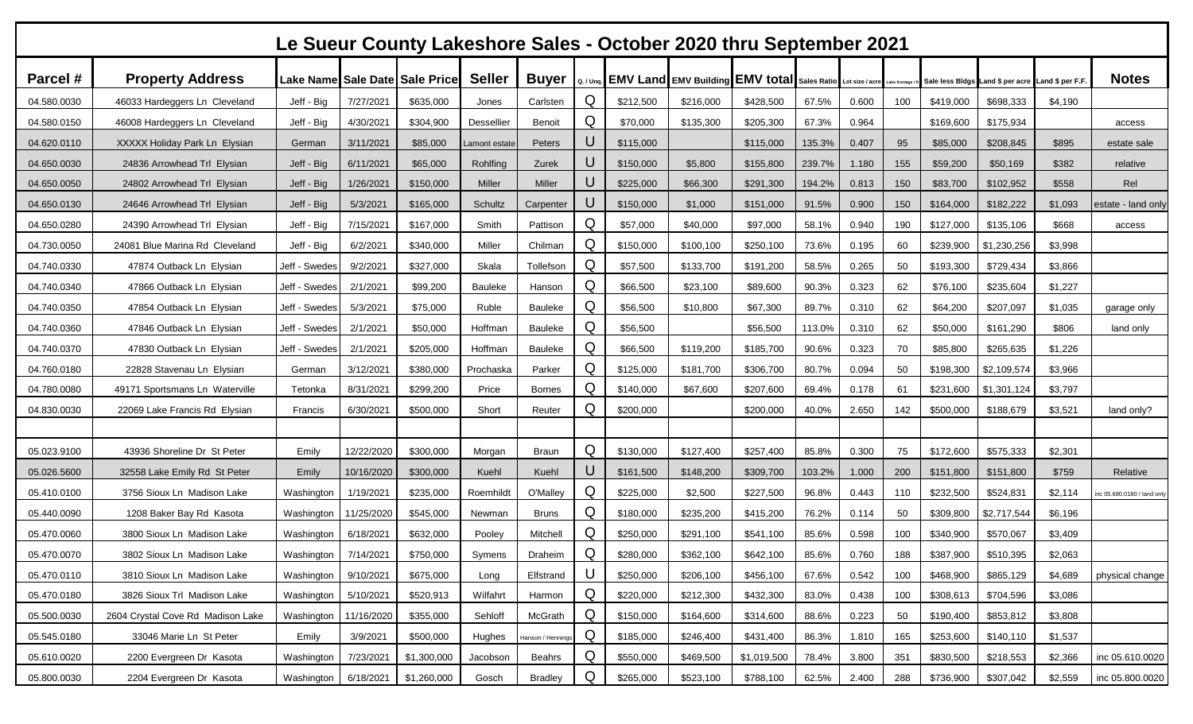# Le Sueur County Lakeshore Sales - October 2020 thru September 2021

| Parcel # | Property Address | Lake Name | Sale Date | Sale Price | Seller | Buyer | Q. / Unq. | EMV Land | EMV Building | EMV total | Sales Ratio | Lot size / acre | Lake frontage / ft | Sale less Bldgs | Land $ per acre | Land $ per F.F. | Notes |
|---|---|---|---|---|---|---|---|---|---|---|---|---|---|---|---|---|---|
| 04.580.0030 | 46033 Hardeggers Ln Cleveland | Jeff - Big | 7/27/2021 | $635,000 | Jones | Carlsten | Q | $212,500 | $216,000 | $428,500 | 67.5% | 0.600 | 100 | $419,000 | $698,333 | $4,190 | |
| 04.580.0150 | 46008 Hardeggers Ln Cleveland | Jeff - Big | 4/30/2021 | $304,900 | Dessellier | Benoit | Q | $70,000 | $135,300 | $205,300 | 67.3% | 0.964 | | $169,600 | $175,934 | | access |
| 04.620.0110 | XXXXX Holiday Park Ln Elysian | German | 3/11/2021 | $85,000 | Lamont estate | Peters | U | $115,000 | | $115,000 | 135.3% | 0.407 | 95 | $85,000 | $208,845 | $895 | estate sale |
| 04.650.0030 | 24836 Arrowhead Trl Elysian | Jeff - Big | 6/11/2021 | $65,000 | Rohlfing | Zurek | U | $150,000 | $5,800 | $155,800 | 239.7% | 1.180 | 155 | $59,200 | $50,169 | $382 | relative |
| 04.650.0050 | 24802 Arrowhead Trl Elysian | Jeff - Big | 1/26/2021 | $150,000 | Miller | Miller | U | $225,000 | $66,300 | $291,300 | 194.2% | 0.813 | 150 | $83,700 | $102,952 | $558 | Rel |
| 04.650.0130 | 24646 Arrowhead Trl Elysian | Jeff - Big | 5/3/2021 | $165,000 | Schultz | Carpenter | U | $150,000 | $1,000 | $151,000 | 91.5% | 0.900 | 150 | $164,000 | $182,222 | $1,093 | estate - land only |
| 04.650.0280 | 24390 Arrowhead Trl Elysian | Jeff - Big | 7/15/2021 | $167,000 | Smith | Pattison | Q | $57,000 | $40,000 | $97,000 | 58.1% | 0.940 | 190 | $127,000 | $135,106 | $668 | access |
| 04.730.0050 | 24081 Blue Marina Rd Cleveland | Jeff - Big | 6/2/2021 | $340,000 | Miller | Chilman | Q | $150,000 | $100,100 | $250,100 | 73.6% | 0.195 | 60 | $239,900 | $1,230,256 | $3,998 | |
| 04.740.0330 | 47874 Outback Ln Elysian | Jeff - Swedes | 9/2/2021 | $327,000 | Skala | Tollefson | Q | $57,500 | $133,700 | $191,200 | 58.5% | 0.265 | 50 | $193,300 | $729,434 | $3,866 | |
| 04.740.0340 | 47866 Outback Ln Elysian | Jeff - Swedes | 2/1/2021 | $99,200 | Bauleke | Hanson | Q | $66,500 | $23,100 | $89,600 | 90.3% | 0.323 | 62 | $76,100 | $235,604 | $1,227 | |
| 04.740.0350 | 47854 Outback Ln Elysian | Jeff - Swedes | 5/3/2021 | $75,000 | Ruble | Bauleke | Q | $56,500 | $10,800 | $67,300 | 89.7% | 0.310 | 62 | $64,200 | $207,097 | $1,035 | garage only |
| 04.740.0360 | 47846 Outback Ln Elysian | Jeff - Swedes | 2/1/2021 | $50,000 | Hoffman | Bauleke | Q | $56,500 | | $56,500 | 113.0% | 0.310 | 62 | $50,000 | $161,290 | $806 | land only |
| 04.740.0370 | 47830 Outback Ln Elysian | Jeff - Swedes | 2/1/2021 | $205,000 | Hoffman | Bauleke | Q | $66,500 | $119,200 | $185,700 | 90.6% | 0.323 | 70 | $85,800 | $265,635 | $1,226 | |
| 04.760.0180 | 22828 Stavenau Ln Elysian | German | 3/12/2021 | $380,000 | Prochaska | Parker | Q | $125,000 | $181,700 | $306,700 | 80.7% | 0.094 | 50 | $198,300 | $2,109,574 | $3,966 | |
| 04.780.0080 | 49171 Sportsmans Ln Waterville | Tetonka | 8/31/2021 | $299,200 | Price | Bornes | Q | $140,000 | $67,600 | $207,600 | 69.4% | 0.178 | 61 | $231,600 | $1,301,124 | $3,797 | |
| 04.830.0030 | 22069 Lake Francis Rd Elysian | Francis | 6/30/2021 | $500,000 | Short | Reuter | Q | $200,000 | | $200,000 | 40.0% | 2.650 | 142 | $500,000 | $188,679 | $3,521 | land only? |
| | | | | | | | | | | | | | | | | | |
| 05.023.9100 | 43936 Shoreline Dr St Peter | Emily | 12/22/2020 | $300,000 | Morgan | Braun | Q | $130,000 | $127,400 | $257,400 | 85.8% | 0.300 | 75 | $172,600 | $575,333 | $2,301 | |
| 05.026.5600 | 32558 Lake Emily Rd St Peter | Emily | 10/16/2020 | $300,000 | Kuehl | Kuehl | U | $161,500 | $148,200 | $309,700 | 103.2% | 1.000 | 200 | $151,800 | $151,800 | $759 | Relative |
| 05.410.0100 | 3756 Sioux Ln Madison Lake | Washington | 1/19/2021 | $235,000 | Roemhildt | O'Malley | Q | $225,000 | $2,500 | $227,500 | 96.8% | 0.443 | 110 | $232,500 | $524,831 | $2,114 | inc 05.680.0180 / land only |
| 05.440.0090 | 1208 Baker Bay Rd Kasota | Washington | 11/25/2020 | $545,000 | Newman | Bruns | Q | $180,000 | $235,200 | $415,200 | 76.2% | 0.114 | 50 | $309,800 | $2,717,544 | $6,196 | |
| 05.470.0060 | 3800 Sioux Ln Madison Lake | Washington | 6/18/2021 | $632,000 | Pooley | Mitchell | Q | $250,000 | $291,100 | $541,100 | 85.6% | 0.598 | 100 | $340,900 | $570,067 | $3,409 | |
| 05.470.0070 | 3802 Sioux Ln Madison Lake | Washington | 7/14/2021 | $750,000 | Symens | Draheim | Q | $280,000 | $362,100 | $642,100 | 85.6% | 0.760 | 188 | $387,900 | $510,395 | $2,063 | |
| 05.470.0110 | 3810 Sioux Ln Madison Lake | Washington | 9/10/2021 | $675,000 | Long | Elfstrand | U | $250,000 | $206,100 | $456,100 | 67.6% | 0.542 | 100 | $468,900 | $865,129 | $4,689 | physical change |
| 05.470.0180 | 3826 Sioux Trl Madison Lake | Washington | 5/10/2021 | $520,913 | Wilfahrt | Harmon | Q | $220,000 | $212,300 | $432,300 | 83.0% | 0.438 | 100 | $308,613 | $704,596 | $3,086 | |
| 05.500.0030 | 2604 Crystal Cove Rd Madison Lake | Washington | 11/16/2020 | $355,000 | Sehloff | McGrath | Q | $150,000 | $164,600 | $314,600 | 88.6% | 0.223 | 50 | $190,400 | $853,812 | $3,808 | |
| 05.545.0180 | 33046 Marie Ln St Peter | Emily | 3/9/2021 | $500,000 | Hughes | Hanson / Hennings | Q | $185,000 | $246,400 | $431,400 | 86.3% | 1.810 | 165 | $253,600 | $140,110 | $1,537 | |
| 05.610.0020 | 2200 Evergreen Dr Kasota | Washington | 7/23/2021 | $1,300,000 | Jacobson | Beahrs | Q | $550,000 | $469,500 | $1,019,500 | 78.4% | 3.800 | 351 | $830,500 | $218,553 | $2,366 | inc 05.610.0020 |
| 05.800.0030 | 2204 Evergreen Dr Kasota | Washington | 6/18/2021 | $1,260,000 | Gosch | Bradley | Q | $265,000 | $523,100 | $788,100 | 62.5% | 2.400 | 288 | $736,900 | $307,042 | $2,559 | inc 05.800.0020 |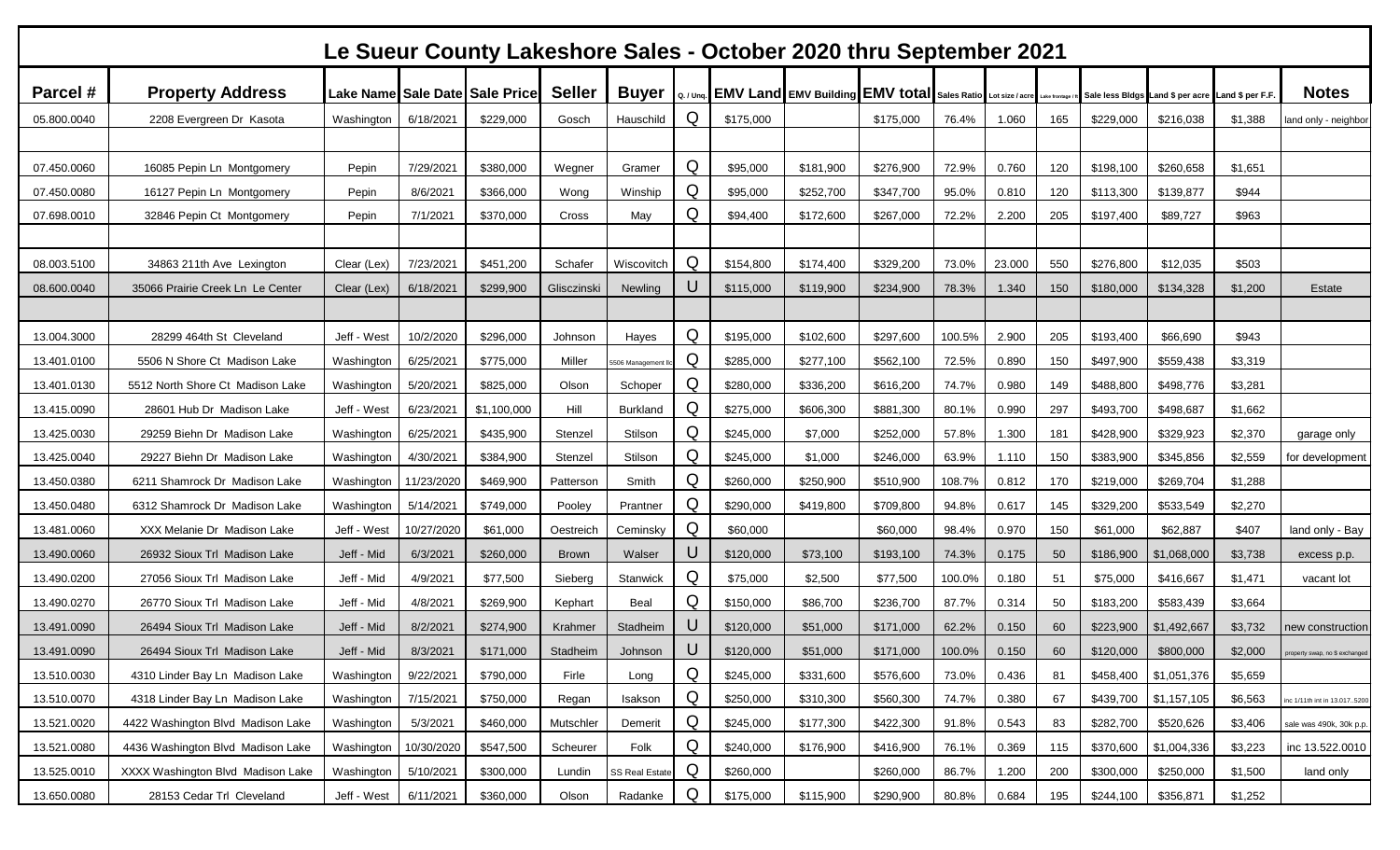# Le Sueur County Lakeshore Sales - October 2020 thru September 2021

| Parcel # | Property Address | Lake Name | Sale Date | Sale Price | Seller | Buyer | Q. / Unq. | EMV Land | EMV Building | EMV total | Sales Ratio | Lot size / acre | Lake frontage / ft | Sale less Bldgs | Land $ per acre | Land $ per F.F. | Notes |
|---|---|---|---|---|---|---|---|---|---|---|---|---|---|---|---|---|---|
| 05.800.0040 | 2208 Evergreen Dr Kasota | Washington | 6/18/2021 | $229,000 | Gosch | Hauschild | Q | $175,000 | | $175,000 | 76.4% | 1.060 | 165 | $229,000 | $216,038 | $1,388 | land only - neighbor |
| | | | | | | | | | | | | | | | | | |
| 07.450.0060 | 16085 Pepin Ln Montgomery | Pepin | 7/29/2021 | $380,000 | Wegner | Gramer | Q | $95,000 | $181,900 | $276,900 | 72.9% | 0.760 | 120 | $198,100 | $260,658 | $1,651 | |
| 07.450.0080 | 16127 Pepin Ln Montgomery | Pepin | 8/6/2021 | $366,000 | Wong | Winship | Q | $95,000 | $252,700 | $347,700 | 95.0% | 0.810 | 120 | $113,300 | $139,877 | $944 | |
| 07.698.0010 | 32846 Pepin Ct Montgomery | Pepin | 7/1/2021 | $370,000 | Cross | May | Q | $94,400 | $172,600 | $267,000 | 72.2% | 2.200 | 205 | $197,400 | $89,727 | $963 | |
| | | | | | | | | | | | | | | | | | |
| 08.003.5100 | 34863 211th Ave Lexington | Clear (Lex) | 7/23/2021 | $451,200 | Schafer | Wiscovitch | Q | $154,800 | $174,400 | $329,200 | 73.0% | 23.000 | 550 | $276,800 | $12,035 | $503 | |
| 08.600.0040 | 35066 Prairie Creek Ln Le Center | Clear (Lex) | 6/18/2021 | $299,900 | Glisczinski | Newling | U | $115,000 | $119,900 | $234,900 | 78.3% | 1.340 | 150 | $180,000 | $134,328 | $1,200 | Estate |
| | | | | | | | | | | | | | | | | | |
| 13.004.3000 | 28299 464th St Cleveland | Jeff - West | 10/2/2020 | $296,000 | Johnson | Hayes | Q | $195,000 | $102,600 | $297,600 | 100.5% | 2.900 | 205 | $193,400 | $66,690 | $943 | |
| 13.401.0100 | 5506 N Shore Ct Madison Lake | Washington | 6/25/2021 | $775,000 | Miller | 5506 Management llc | Q | $285,000 | $277,100 | $562,100 | 72.5% | 0.890 | 150 | $497,900 | $559,438 | $3,319 | |
| 13.401.0130 | 5512 North Shore Ct Madison Lake | Washington | 5/20/2021 | $825,000 | Olson | Schoper | Q | $280,000 | $336,200 | $616,200 | 74.7% | 0.980 | 149 | $488,800 | $498,776 | $3,281 | |
| 13.415.0090 | 28601 Hub Dr Madison Lake | Jeff - West | 6/23/2021 | $1,100,000 | Hill | Burkland | Q | $275,000 | $606,300 | $881,300 | 80.1% | 0.990 | 297 | $493,700 | $498,687 | $1,662 | |
| 13.425.0030 | 29259 Biehn Dr Madison Lake | Washington | 6/25/2021 | $435,900 | Stenzel | Stilson | Q | $245,000 | $7,000 | $252,000 | 57.8% | 1.300 | 181 | $428,900 | $329,923 | $2,370 | garage only |
| 13.425.0040 | 29227 Biehn Dr Madison Lake | Washington | 4/30/2021 | $384,900 | Stenzel | Stilson | Q | $245,000 | $1,000 | $246,000 | 63.9% | 1.110 | 150 | $383,900 | $345,856 | $2,559 | for development |
| 13.450.0380 | 6211 Shamrock Dr Madison Lake | Washington | 11/23/2020 | $469,900 | Patterson | Smith | Q | $260,000 | $250,900 | $510,900 | 108.7% | 0.812 | 170 | $219,000 | $269,704 | $1,288 | |
| 13.450.0480 | 6312 Shamrock Dr Madison Lake | Washington | 5/14/2021 | $749,000 | Pooley | Prantner | Q | $290,000 | $419,800 | $709,800 | 94.8% | 0.617 | 145 | $329,200 | $533,549 | $2,270 | |
| 13.481.0060 | XXX Melanie Dr Madison Lake | Jeff - West | 10/27/2020 | $61,000 | Oestreich | Ceminsky | Q | $60,000 | | $60,000 | 98.4% | 0.970 | 150 | $61,000 | $62,887 | $407 | land only - Bay |
| 13.490.0060 | 26932 Sioux Trl Madison Lake | Jeff - Mid | 6/3/2021 | $260,000 | Brown | Walser | U | $120,000 | $73,100 | $193,100 | 74.3% | 0.175 | 50 | $186,900 | $1,068,000 | $3,738 | excess p.p. |
| 13.490.0200 | 27056 Sioux Trl Madison Lake | Jeff - Mid | 4/9/2021 | $77,500 | Sieberg | Stanwick | Q | $75,000 | $2,500 | $77,500 | 100.0% | 0.180 | 51 | $75,000 | $416,667 | $1,471 | vacant lot |
| 13.490.0270 | 26770 Sioux Trl Madison Lake | Jeff - Mid | 4/8/2021 | $269,900 | Kephart | Beal | Q | $150,000 | $86,700 | $236,700 | 87.7% | 0.314 | 50 | $183,200 | $583,439 | $3,664 | |
| 13.491.0090 | 26494 Sioux Trl Madison Lake | Jeff - Mid | 8/2/2021 | $274,900 | Krahmer | Stadheim | U | $120,000 | $51,000 | $171,000 | 62.2% | 0.150 | 60 | $223,900 | $1,492,667 | $3,732 | new construction |
| 13.491.0090 | 26494 Sioux Trl Madison Lake | Jeff - Mid | 8/3/2021 | $171,000 | Stadheim | Johnson | U | $120,000 | $51,000 | $171,000 | 100.0% | 0.150 | 60 | $120,000 | $800,000 | $2,000 | property swap, no $ exchanged |
| 13.510.0030 | 4310 Linder Bay Ln Madison Lake | Washington | 9/22/2021 | $790,000 | Firle | Long | Q | $245,000 | $331,600 | $576,600 | 73.0% | 0.436 | 81 | $458,400 | $1,051,376 | $5,659 | |
| 13.510.0070 | 4318 Linder Bay Ln Madison Lake | Washington | 7/15/2021 | $750,000 | Regan | Isakson | Q | $250,000 | $310,300 | $560,300 | 74.7% | 0.380 | 67 | $439,700 | $1,157,105 | $6,563 | inc 1/11th int in 13.017..5200 |
| 13.521.0020 | 4422 Washington Blvd Madison Lake | Washington | 5/3/2021 | $460,000 | Mutschler | Demerit | Q | $245,000 | $177,300 | $422,300 | 91.8% | 0.543 | 83 | $282,700 | $520,626 | $3,406 | sale was 490k, 30k p.p. |
| 13.521.0080 | 4436 Washington Blvd Madison Lake | Washington | 10/30/2020 | $547,500 | Scheurer | Folk | Q | $240,000 | $176,900 | $416,900 | 76.1% | 0.369 | 115 | $370,600 | $1,004,336 | $3,223 | inc 13.522.0010 |
| 13.525.0010 | XXXX Washington Blvd Madison Lake | Washington | 5/10/2021 | $300,000 | Lundin | SS Real Estate | Q | $260,000 | | $260,000 | 86.7% | 1.200 | 200 | $300,000 | $250,000 | $1,500 | land only |
| 13.650.0080 | 28153 Cedar Trl Cleveland | Jeff - West | 6/11/2021 | $360,000 | Olson | Radanke | Q | $175,000 | $115,900 | $290,900 | 80.8% | 0.684 | 195 | $244,100 | $356,871 | $1,252 | |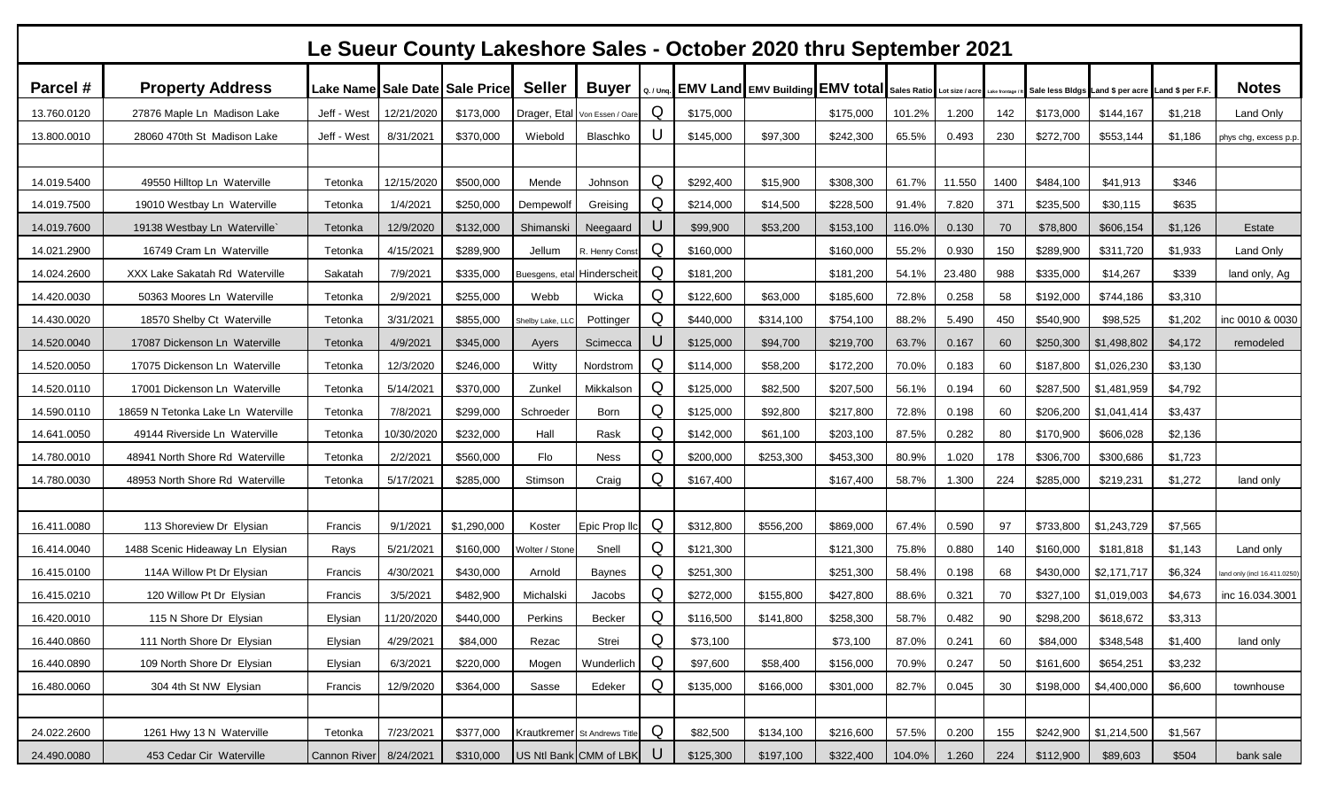# Le Sueur County Lakeshore Sales - October 2020 thru September 2021

| Parcel # | Property Address | Lake Name | Sale Date | Sale Price | Seller | Buyer | Q. / Unq. | EMV Land | EMV Building | EMV total | Sales Ratio | Lot size / acre | Lake frontage / ft | Sale less Bldgs | Land $ per acre | Land $ per F.F. | Notes |
|---|---|---|---|---|---|---|---|---|---|---|---|---|---|---|---|---|---|
| 13.760.0120 | 27876 Maple Ln Madison Lake | Jeff - West | 12/21/2020 | $173,000 | Drager, Etal | Von Essen / Oare | Q | $175,000 | | $175,000 | 101.2% | 1.200 | 142 | $173,000 | $144,167 | $1,218 | Land Only |
| 13.800.0010 | 28060 470th St Madison Lake | Jeff - West | 8/31/2021 | $370,000 | Wiebold | Blaschko | U | $145,000 | $97,300 | $242,300 | 65.5% | 0.493 | 230 | $272,700 | $553,144 | $1,186 | phys chg, excess p.p. |
| | | | | | | | | | | | | | | | | | |
| 14.019.5400 | 49550 Hilltop Ln Waterville | Tetonka | 12/15/2020 | $500,000 | Mende | Johnson | Q | $292,400 | $15,900 | $308,300 | 61.7% | 11.550 | 1400 | $484,100 | $41,913 | $346 | |
| 14.019.7500 | 19010 Westbay Ln Waterville | Tetonka | 1/4/2021 | $250,000 | Dempewolf | Greising | Q | $214,000 | $14,500 | $228,500 | 91.4% | 7.820 | 371 | $235,500 | $30,115 | $635 | |
| 14.019.7600 | 19138 Westbay Ln Waterville` | Tetonka | 12/9/2020 | $132,000 | Shimanski | Neegaard | U | $99,900 | $53,200 | $153,100 | 116.0% | 0.130 | 70 | $78,800 | $606,154 | $1,126 | Estate |
| 14.021.2900 | 16749 Cram Ln Waterville | Tetonka | 4/15/2021 | $289,900 | Jellum | R. Henry Const | Q | $160,000 | | $160,000 | 55.2% | 0.930 | 150 | $289,900 | $311,720 | $1,933 | Land Only |
| 14.024.2600 | XXX Lake Sakatah Rd Waterville | Sakatah | 7/9/2021 | $335,000 | Buesgens, etal | Hinderscheit | Q | $181,200 | | $181,200 | 54.1% | 23.480 | 988 | $335,000 | $14,267 | $339 | land only, Ag |
| 14.420.0030 | 50363 Moores Ln Waterville | Tetonka | 2/9/2021 | $255,000 | Webb | Wicka | Q | $122,600 | $63,000 | $185,600 | 72.8% | 0.258 | 58 | $192,000 | $744,186 | $3,310 | |
| 14.430.0020 | 18570 Shelby Ct Waterville | Tetonka | 3/31/2021 | $855,000 | Shelby Lake, LLC | Pottinger | Q | $440,000 | $314,100 | $754,100 | 88.2% | 5.490 | 450 | $540,900 | $98,525 | $1,202 | inc 0010 & 0030 |
| 14.520.0040 | 17087 Dickenson Ln Waterville | Tetonka | 4/9/2021 | $345,000 | Ayers | Scimecca | U | $125,000 | $94,700 | $219,700 | 63.7% | 0.167 | 60 | $250,300 | $1,498,802 | $4,172 | remodeled |
| 14.520.0050 | 17075 Dickenson Ln Waterville | Tetonka | 12/3/2020 | $246,000 | Witty | Nordstrom | Q | $114,000 | $58,200 | $172,200 | 70.0% | 0.183 | 60 | $187,800 | $1,026,230 | $3,130 | |
| 14.520.0110 | 17001 Dickenson Ln Waterville | Tetonka | 5/14/2021 | $370,000 | Zunkel | Mikkalson | Q | $125,000 | $82,500 | $207,500 | 56.1% | 0.194 | 60 | $287,500 | $1,481,959 | $4,792 | |
| 14.590.0110 | 18659 N Tetonka Lake Ln Waterville | Tetonka | 7/8/2021 | $299,000 | Schroeder | Born | Q | $125,000 | $92,800 | $217,800 | 72.8% | 0.198 | 60 | $206,200 | $1,041,414 | $3,437 | |
| 14.641.0050 | 49144 Riverside Ln Waterville | Tetonka | 10/30/2020 | $232,000 | Hall | Rask | Q | $142,000 | $61,100 | $203,100 | 87.5% | 0.282 | 80 | $170,900 | $606,028 | $2,136 | |
| 14.780.0010 | 48941 North Shore Rd Waterville | Tetonka | 2/2/2021 | $560,000 | Flo | Ness | Q | $200,000 | $253,300 | $453,300 | 80.9% | 1.020 | 178 | $306,700 | $300,686 | $1,723 | |
| 14.780.0030 | 48953 North Shore Rd Waterville | Tetonka | 5/17/2021 | $285,000 | Stimson | Craig | Q | $167,400 | | $167,400 | 58.7% | 1.300 | 224 | $285,000 | $219,231 | $1,272 | land only |
| | | | | | | | | | | | | | | | | | |
| 16.411.0080 | 113 Shoreview Dr Elysian | Francis | 9/1/2021 | $1,290,000 | Koster | Epic Prop llc | Q | $312,800 | $556,200 | $869,000 | 67.4% | 0.590 | 97 | $733,800 | $1,243,729 | $7,565 | |
| 16.414.0040 | 1488 Scenic Hideaway Ln Elysian | Rays | 5/21/2021 | $160,000 | Wolter / Stone | Snell | Q | $121,300 | | $121,300 | 75.8% | 0.880 | 140 | $160,000 | $181,818 | $1,143 | Land only |
| 16.415.0100 | 114A Willow Pt Dr Elysian | Francis | 4/30/2021 | $430,000 | Arnold | Baynes | Q | $251,300 | | $251,300 | 58.4% | 0.198 | 68 | $430,000 | $2,171,717 | $6,324 | land only (incl 16.411.0250) |
| 16.415.0210 | 120 Willow Pt Dr Elysian | Francis | 3/5/2021 | $482,900 | Michalski | Jacobs | Q | $272,000 | $155,800 | $427,800 | 88.6% | 0.321 | 70 | $327,100 | $1,019,003 | $4,673 | inc 16.034.3001 |
| 16.420.0010 | 115 N Shore Dr Elysian | Elysian | 11/20/2020 | $440,000 | Perkins | Becker | Q | $116,500 | $141,800 | $258,300 | 58.7% | 0.482 | 90 | $298,200 | $618,672 | $3,313 | |
| 16.440.0860 | 111 North Shore Dr Elysian | Elysian | 4/29/2021 | $84,000 | Rezac | Strei | Q | $73,100 | | $73,100 | 87.0% | 0.241 | 60 | $84,000 | $348,548 | $1,400 | land only |
| 16.440.0890 | 109 North Shore Dr Elysian | Elysian | 6/3/2021 | $220,000 | Mogen | Wunderlich | Q | $97,600 | $58,400 | $156,000 | 70.9% | 0.247 | 50 | $161,600 | $654,251 | $3,232 | |
| 16.480.0060 | 304 4th St NW Elysian | Francis | 12/9/2020 | $364,000 | Sasse | Edeker | Q | $135,000 | $166,000 | $301,000 | 82.7% | 0.045 | 30 | $198,000 | $4,400,000 | $6,600 | townhouse |
| | | | | | | | | | | | | | | | | | |
| 24.022.2600 | 1261 Hwy 13 N Waterville | Tetonka | 7/23/2021 | $377,000 | Krautkremer | St Andrews Title | Q | $82,500 | $134,100 | $216,600 | 57.5% | 0.200 | 155 | $242,900 | $1,214,500 | $1,567 | |
| 24.490.0080 | 453 Cedar Cir Waterville | Cannon River | 8/24/2021 | $310,000 | US Ntl Bank | CMM of LBK | U | $125,300 | $197,100 | $322,400 | 104.0% | 1.260 | 224 | $112,900 | $89,603 | $504 | bank sale |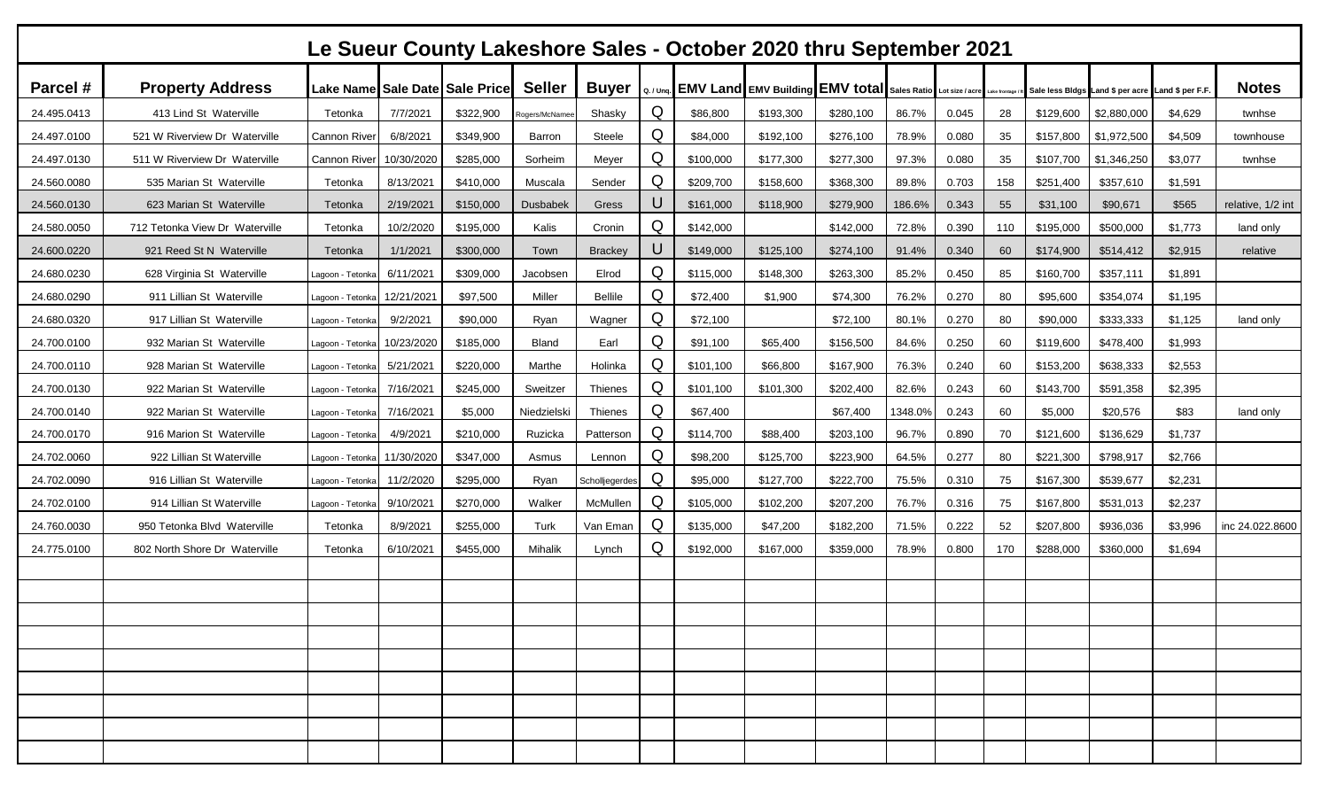# Le Sueur County Lakeshore Sales - October 2020 thru September 2021

| Parcel # | Property Address | Lake Name | Sale Date | Sale Price | Seller | Buyer | Q. / Unq. | EMV Land | EMV Building | EMV total | Sales Ratio | Lot size / acre | Lake frontage / ft | Sale less Bldgs | Land $ per acre | Land $ per F.F. | Notes |
|---|---|---|---|---|---|---|---|---|---|---|---|---|---|---|---|---|---|
| 24.495.0413 | 413 Lind St Waterville | Tetonka | 7/7/2021 | $322,900 | Rogers/McNamee | Shasky | Q | $86,800 | $193,300 | $280,100 | 86.7% | 0.045 | 28 | $129,600 | $2,880,000 | $4,629 | twnhse |
| 24.497.0100 | 521 W Riverview Dr Waterville | Cannon River | 6/8/2021 | $349,900 | Barron | Steele | Q | $84,000 | $192,100 | $276,100 | 78.9% | 0.080 | 35 | $157,800 | $1,972,500 | $4,509 | townhouse |
| 24.497.0130 | 511 W Riverview Dr Waterville | Cannon River | 10/30/2020 | $285,000 | Sorheim | Meyer | Q | $100,000 | $177,300 | $277,300 | 97.3% | 0.080 | 35 | $107,700 | $1,346,250 | $3,077 | twnhse |
| 24.560.0080 | 535 Marian St Waterville | Tetonka | 8/13/2021 | $410,000 | Muscala | Sender | Q | $209,700 | $158,600 | $368,300 | 89.8% | 0.703 | 158 | $251,400 | $357,610 | $1,591 | |
| 24.560.0130 | 623 Marian St Waterville | Tetonka | 2/19/2021 | $150,000 | Dusbabek | Gress | U | $161,000 | $118,900 | $279,900 | 186.6% | 0.343 | 55 | $31,100 | $90,671 | $565 | relative, 1/2 int |
| 24.580.0050 | 712 Tetonka View Dr Waterville | Tetonka | 10/2/2020 | $195,000 | Kalis | Cronin | Q | $142,000 | | $142,000 | 72.8% | 0.390 | 110 | $195,000 | $500,000 | $1,773 | land only |
| 24.600.0220 | 921 Reed St N Waterville | Tetonka | 1/1/2021 | $300,000 | Town | Brackey | U | $149,000 | $125,100 | $274,100 | 91.4% | 0.340 | 60 | $174,900 | $514,412 | $2,915 | relative |
| 24.680.0230 | 628 Virginia St Waterville | Lagoon - Tetonka | 6/11/2021 | $309,000 | Jacobsen | Elrod | Q | $115,000 | $148,300 | $263,300 | 85.2% | 0.450 | 85 | $160,700 | $357,111 | $1,891 | |
| 24.680.0290 | 911 Lillian St Waterville | Lagoon - Tetonka | 12/21/2021 | $97,500 | Miller | Bellile | Q | $72,400 | $1,900 | $74,300 | 76.2% | 0.270 | 80 | $95,600 | $354,074 | $1,195 | |
| 24.680.0320 | 917 Lillian St Waterville | Lagoon - Tetonka | 9/2/2021 | $90,000 | Ryan | Wagner | Q | $72,100 | | $72,100 | 80.1% | 0.270 | 80 | $90,000 | $333,333 | $1,125 | land only |
| 24.700.0100 | 932 Marian St Waterville | Lagoon - Tetonka | 10/23/2020 | $185,000 | Bland | Earl | Q | $91,100 | $65,400 | $156,500 | 84.6% | 0.250 | 60 | $119,600 | $478,400 | $1,993 | |
| 24.700.0110 | 928 Marian St Waterville | Lagoon - Tetonka | 5/21/2021 | $220,000 | Marthe | Holinka | Q | $101,100 | $66,800 | $167,900 | 76.3% | 0.240 | 60 | $153,200 | $638,333 | $2,553 | |
| 24.700.0130 | 922 Marian St Waterville | Lagoon - Tetonka | 7/16/2021 | $245,000 | Sweitzer | Thienes | Q | $101,100 | $101,300 | $202,400 | 82.6% | 0.243 | 60 | $143,700 | $591,358 | $2,395 | |
| 24.700.0140 | 922 Marian St Waterville | Lagoon - Tetonka | 7/16/2021 | $5,000 | Niedzielski | Thienes | Q | $67,400 | | $67,400 | 1348.0% | 0.243 | 60 | $5,000 | $20,576 | $83 | land only |
| 24.700.0170 | 916 Marion St Waterville | Lagoon - Tetonka | 4/9/2021 | $210,000 | Ruzicka | Patterson | Q | $114,700 | $88,400 | $203,100 | 96.7% | 0.890 | 70 | $121,600 | $136,629 | $1,737 | |
| 24.702.0060 | 922 Lillian St Waterville | Lagoon - Tetonka | 11/30/2020 | $347,000 | Asmus | Lennon | Q | $98,200 | $125,700 | $223,900 | 64.5% | 0.277 | 80 | $221,300 | $798,917 | $2,766 | |
| 24.702.0090 | 916 Lillian St Waterville | Lagoon - Tetonka | 11/2/2020 | $295,000 | Ryan | Scholljegerdes | Q | $95,000 | $127,700 | $222,700 | 75.5% | 0.310 | 75 | $167,300 | $539,677 | $2,231 | |
| 24.702.0100 | 914 Lillian St Waterville | Lagoon - Tetonka | 9/10/2021 | $270,000 | Walker | McMullen | Q | $105,000 | $102,200 | $207,200 | 76.7% | 0.316 | 75 | $167,800 | $531,013 | $2,237 | |
| 24.760.0030 | 950 Tetonka Blvd Waterville | Tetonka | 8/9/2021 | $255,000 | Turk | Van Eman | Q | $135,000 | $47,200 | $182,200 | 71.5% | 0.222 | 52 | $207,800 | $936,036 | $3,996 | inc 24.022.8600 |
| 24.775.0100 | 802 North Shore Dr Waterville | Tetonka | 6/10/2021 | $455,000 | Mihalik | Lynch | Q | $192,000 | $167,000 | $359,000 | 78.9% | 0.800 | 170 | $288,000 | $360,000 | $1,694 | |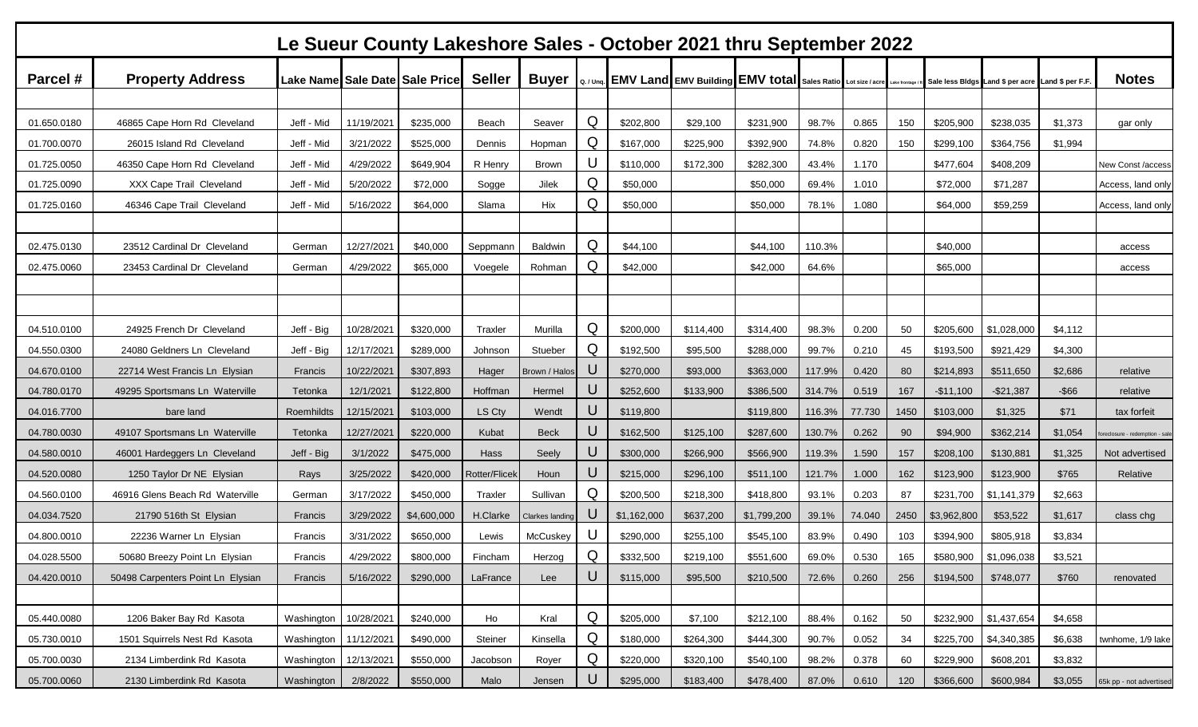# Le Sueur County Lakeshore Sales - October 2021 thru September 2022

| Parcel # | Property Address | Lake Name | Sale Date | Sale Price | Seller | Buyer | Q. / Unq. | EMV Land | EMV Building | EMV total | Sales Ratio | Lot size / acre | Lake frontage / ft | Sale less Bldgs | Land $ per acre | Land $ per F.F. | Notes |
|---|---|---|---|---|---|---|---|---|---|---|---|---|---|---|---|---|---|
| | | | | | | | | | | | | | | | | | |
| 01.650.0180 | 46865 Cape Horn Rd Cleveland | Jeff - Mid | 11/19/2021 | $235,000 | Beach | Seaver | Q | $202,800 | $29,100 | $231,900 | 98.7% | 0.865 | 150 | $205,900 | $238,035 | $1,373 | gar only |
| 01.700.0070 | 26015 Island Rd Cleveland | Jeff - Mid | 3/21/2022 | $525,000 | Dennis | Hopman | Q | $167,000 | $225,900 | $392,900 | 74.8% | 0.820 | 150 | $299,100 | $364,756 | $1,994 | |
| 01.725.0050 | 46350 Cape Horn Rd Cleveland | Jeff - Mid | 4/29/2022 | $649,904 | R Henry | Brown | U | $110,000 | $172,300 | $282,300 | 43.4% | 1.170 | | $477,604 | $408,209 | | New Const /access |
| 01.725.0090 | XXX Cape Trail Cleveland | Jeff - Mid | 5/20/2022 | $72,000 | Sogge | Jilek | Q | $50,000 | | $50,000 | 69.4% | 1.010 | | $72,000 | $71,287 | | Access, land only |
| 01.725.0160 | 46346 Cape Trail Cleveland | Jeff - Mid | 5/16/2022 | $64,000 | Slama | Hix | Q | $50,000 | | $50,000 | 78.1% | 1.080 | | $64,000 | $59,259 | | Access, land only |
| | | | | | | | | | | | | | | | | | |
| 02.475.0130 | 23512 Cardinal Dr Cleveland | German | 12/27/2021 | $40,000 | Seppmann | Baldwin | Q | $44,100 | | $44,100 | 110.3% | | | $40,000 | | | access |
| 02.475.0060 | 23453 Cardinal Dr Cleveland | German | 4/29/2022 | $65,000 | Voegele | Rohman | Q | $42,000 | | $42,000 | 64.6% | | | $65,000 | | | access |
| | | | | | | | | | | | | | | | | | |
| | | | | | | | | | | | | | | | | | |
| 04.510.0100 | 24925 French Dr Cleveland | Jeff - Big | 10/28/2021 | $320,000 | Traxler | Murilla | Q | $200,000 | $114,400 | $314,400 | 98.3% | 0.200 | 50 | $205,600 | $1,028,000 | $4,112 | |
| 04.550.0300 | 24080 Geldners Ln Cleveland | Jeff - Big | 12/17/2021 | $289,000 | Johnson | Stueber | Q | $192,500 | $95,500 | $288,000 | 99.7% | 0.210 | 45 | $193,500 | $921,429 | $4,300 | |
| 04.670.0100 | 22714 West Francis Ln Elysian | Francis | 10/22/2021 | $307,893 | Hager | Brown / Halos | U | $270,000 | $93,000 | $363,000 | 117.9% | 0.420 | 80 | $214,893 | $511,650 | $2,686 | relative |
| 04.780.0170 | 49295 Sportsmans Ln Waterville | Tetonka | 12/1/2021 | $122,800 | Hoffman | Hermel | U | $252,600 | $133,900 | $386,500 | 314.7% | 0.519 | 167 | -$11,100 | -$21,387 | -$66 | relative |
| 04.016.7700 | bare land | Roemhildts | 12/15/2021 | $103,000 | LS Cty | Wendt | U | $119,800 | | $119,800 | 116.3% | 77.730 | 1450 | $103,000 | $1,325 | $71 | tax forfeit |
| 04.780.0030 | 49107 Sportsmans Ln Waterville | Tetonka | 12/27/2021 | $220,000 | Kubat | Beck | U | $162,500 | $125,100 | $287,600 | 130.7% | 0.262 | 90 | $94,900 | $362,214 | $1,054 | foreclosure - redemption - sale |
| 04.580.0010 | 46001 Hardeggers Ln Cleveland | Jeff - Big | 3/1/2022 | $475,000 | Hass | Seely | U | $300,000 | $266,900 | $566,900 | 119.3% | 1.590 | 157 | $208,100 | $130,881 | $1,325 | Not advertised |
| 04.520.0080 | 1250 Taylor Dr NE Elysian | Rays | 3/25/2022 | $420,000 | Rotter/Flicek | Houn | U | $215,000 | $296,100 | $511,100 | 121.7% | 1.000 | 162 | $123,900 | $123,900 | $765 | Relative |
| 04.560.0100 | 46916 Glens Beach Rd Waterville | German | 3/17/2022 | $450,000 | Traxler | Sullivan | Q | $200,500 | $218,300 | $418,800 | 93.1% | 0.203 | 87 | $231,700 | $1,141,379 | $2,663 | |
| 04.034.7520 | 21790 516th St Elysian | Francis | 3/29/2022 | $4,600,000 | H.Clarke | Clarkes landing | U | $1,162,000 | $637,200 | $1,799,200 | 39.1% | 74.040 | 2450 | $3,962,800 | $53,522 | $1,617 | class chg |
| 04.800.0010 | 22236 Warner Ln Elysian | Francis | 3/31/2022 | $650,000 | Lewis | McCuskey | U | $290,000 | $255,100 | $545,100 | 83.9% | 0.490 | 103 | $394,900 | $805,918 | $3,834 | |
| 04.028.5500 | 50680 Breezy Point Ln Elysian | Francis | 4/29/2022 | $800,000 | Fincham | Herzog | Q | $332,500 | $219,100 | $551,600 | 69.0% | 0.530 | 165 | $580,900 | $1,096,038 | $3,521 | |
| 04.420.0010 | 50498 Carpenters Point Ln Elysian | Francis | 5/16/2022 | $290,000 | LaFrance | Lee | U | $115,000 | $95,500 | $210,500 | 72.6% | 0.260 | 256 | $194,500 | $748,077 | $760 | renovated |
| | | | | | | | | | | | | | | | | | |
| 05.440.0080 | 1206 Baker Bay Rd Kasota | Washington | 10/28/2021 | $240,000 | Ho | Kral | Q | $205,000 | $7,100 | $212,100 | 88.4% | 0.162 | 50 | $232,900 | $1,437,654 | $4,658 | |
| 05.730.0010 | 1501 Squirrels Nest Rd Kasota | Washington | 11/12/2021 | $490,000 | Steiner | Kinsella | Q | $180,000 | $264,300 | $444,300 | 90.7% | 0.052 | 34 | $225,700 | $4,340,385 | $6,638 | twnhome, 1/9 lake |
| 05.700.0030 | 2134 Limberdink Rd Kasota | Washington | 12/13/2021 | $550,000 | Jacobson | Royer | Q | $220,000 | $320,100 | $540,100 | 98.2% | 0.378 | 60 | $229,900 | $608,201 | $3,832 | |
| 05.700.0060 | 2130 Limberdink Rd Kasota | Washington | 2/8/2022 | $550,000 | Malo | Jensen | U | $295,000 | $183,400 | $478,400 | 87.0% | 0.610 | 120 | $366,600 | $600,984 | $3,055 | 65k pp - not advertised |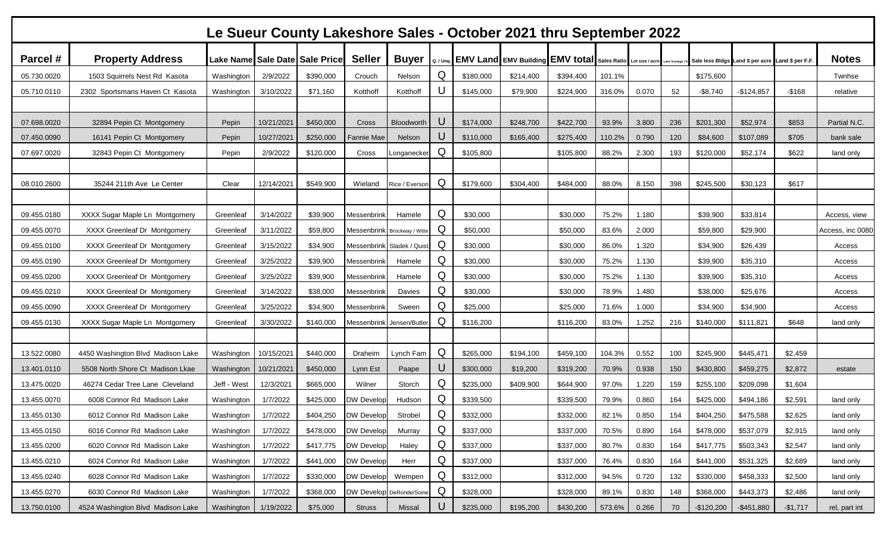# Le Sueur County Lakeshore Sales - October 2021 thru September 2022

| Parcel # | Property Address | Lake Name | Sale Date | Sale Price | Seller | Buyer | Q. / Unq. | EMV Land | EMV Building | EMV total | Sales Ratio | Lot size / acre | Lake frontage / ft | Sale less Bldgs | Land $ per acre | Land $ per F.F. | Notes |
|---|---|---|---|---|---|---|---|---|---|---|---|---|---|---|---|---|---|
| 05.730.0020 | 1503 Squirrels Nest Rd Kasota | Washington | 2/9/2022 | $390,000 | Crouch | Nelson | Q | $180,000 | $214,400 | $394,400 | 101.1% | | | $175,600 | | | Twnhse |
| 05.710.0110 | 2302 Sportsmans Haven Ct Kasota | Washington | 3/10/2022 | $71,160 | Kotthoff | Kotthoff | U | $145,000 | $79,900 | $224,900 | 316.0% | 0.070 | 52 | -$8,740 | -$124,857 | -$168 | relative |
| | | | | | | | | | | | | | | | | | |
| 07.698.0020 | 32894 Pepin Ct Montgomery | Pepin | 10/21/2021 | $450,000 | Cross | Bloodworth | U | $174,000 | $248,700 | $422,700 | 93.9% | 3.800 | 236 | $201,300 | $52,974 | $853 | Partial N.C. |
| 07.450.0090 | 16141 Pepin Ct Montgomery | Pepin | 10/27/2021 | $250,000 | Fannie Mae | Nelson | U | $110,000 | $165,400 | $275,400 | 110.2% | 0.790 | 120 | $84,600 | $107,089 | $705 | bank sale |
| 07.697.0020 | 32843 Pepin Ct Montgomery | Pepin | 2/9/2022 | $120,000 | Cross | Longanecker | Q | $105,800 | | $105,800 | 88.2% | 2.300 | 193 | $120,000 | $52,174 | $622 | land only |
| | | | | | | | | | | | | | | | | | |
| 08.010.2600 | 35244 211th Ave Le Center | Clear | 12/14/2021 | $549,900 | Wieland | Rice / Everson | Q | $179,600 | $304,400 | $484,000 | 88.0% | 8.150 | 398 | $245,500 | $30,123 | $617 | |
| | | | | | | | | | | | | | | | | | |
| 09.455.0180 | XXXX Sugar Maple Ln Montgomery | Greenleaf | 3/14/2022 | $39,900 | Messenbrink | Hamele | Q | $30,000 | | $30,000 | 75.2% | 1.180 | | $39,900 | $33,814 | | Access, view |
| 09.455.0070 | XXXX Greenleaf Dr Montgomery | Greenleaf | 3/11/2022 | $59,800 | Messenbrink | Brockway / Witte | Q | $50,000 | | $50,000 | 83.6% | 2.000 | | $59,800 | $29,900 | | Access, inc 0080 |
| 09.455.0100 | XXXX Greenleaf Dr Montgomery | Greenleaf | 3/15/2022 | $34,900 | Messenbrink | Sladek / Quist | Q | $30,000 | | $30,000 | 86.0% | 1.320 | | $34,900 | $26,439 | | Access |
| 09.455.0190 | XXXX Greenleaf Dr Montgomery | Greenleaf | 3/25/2022 | $39,900 | Messenbrink | Hamele | Q | $30,000 | | $30,000 | 75.2% | 1.130 | | $39,900 | $35,310 | | Access |
| 09.455.0200 | XXXX Greenleaf Dr Montgomery | Greenleaf | 3/25/2022 | $39,900 | Messenbrink | Hamele | Q | $30,000 | | $30,000 | 75.2% | 1.130 | | $39,900 | $35,310 | | Access |
| 09.455.0210 | XXXX Greenleaf Dr Montgomery | Greenleaf | 3/14/2022 | $38,000 | Messenbrink | Davies | Q | $30,000 | | $30,000 | 78.9% | 1.480 | | $38,000 | $25,676 | | Access |
| 09.455.0090 | XXXX Greenleaf Dr Montgomery | Greenleaf | 3/25/2022 | $34,900 | Messenbrink | Sween | Q | $25,000 | | $25,000 | 71.6% | 1.000 | | $34,900 | $34,900 | | Access |
| 09.455.0130 | XXXX Sugar Maple Ln Montgomery | Greenleaf | 3/30/2022 | $140,000 | Messenbrink | Jensen/Butler | Q | $116,200 | | $116,200 | 83.0% | 1.252 | 216 | $140,000 | $111,821 | $648 | land only |
| | | | | | | | | | | | | | | | | | |
| 13.522.0080 | 4450 Washington Blvd Madison Lake | Washington | 10/15/2021 | $440,000 | Draheim | Lynch Fam | Q | $265,000 | $194,100 | $459,100 | 104.3% | 0.552 | 100 | $245,900 | $445,471 | $2,459 | |
| 13.401.0110 | 5508 North Shore Ct Madison Lkae | Washington | 10/21/2021 | $450,000 | Lynn Est | Paape | U | $300,000 | $19,200 | $319,200 | 70.9% | 0.938 | 150 | $430,800 | $459,275 | $2,872 | estate |
| 13.475.0020 | 46274 Cedar Tree Lane Cleveland | Jeff - West | 12/3/2021 | $665,000 | Wilner | Storch | Q | $235,000 | $409,900 | $644,900 | 97.0% | 1.220 | 159 | $255,100 | $209,098 | $1,604 | |
| 13.455.0070 | 6008 Connor Rd Madison Lake | Washington | 1/7/2022 | $425,000 | DW Develop | Hudson | Q | $339,500 | | $339,500 | 79.9% | 0.860 | 164 | $425,000 | $494,186 | $2,591 | land only |
| 13.455.0130 | 6012 Connor Rd Madison Lake | Washington | 1/7/2022 | $404,250 | DW Develop | Strobel | Q | $332,000 | | $332,000 | 82.1% | 0.850 | 154 | $404,250 | $475,588 | $2,625 | land only |
| 13.455.0150 | 6016 Connor Rd Madison Lake | Washington | 1/7/2022 | $478,000 | DW Develop | Murray | Q | $337,000 | | $337,000 | 70.5% | 0.890 | 164 | $478,000 | $537,079 | $2,915 | land only |
| 13.455.0200 | 6020 Connor Rd Madison Lake | Washington | 1/7/2022 | $417,775 | DW Develop | Haley | Q | $337,000 | | $337,000 | 80.7% | 0.830 | 164 | $417,775 | $503,343 | $2,547 | land only |
| 13.455.0210 | 6024 Connor Rd Madison Lake | Washington | 1/7/2022 | $441,000 | DW Develop | Herr | Q | $337,000 | | $337,000 | 76.4% | 0.830 | 164 | $441,000 | $531,325 | $2,689 | land only |
| 13.455.0240 | 6028 Connor Rd Madison Lake | Washington | 1/7/2022 | $330,000 | DW Develop | Wempen | Q | $312,000 | | $312,000 | 94.5% | 0.720 | 132 | $330,000 | $458,333 | $2,500 | land only |
| 13.455.0270 | 6030 Connor Rd Madison Lake | Washington | 1/7/2022 | $368,000 | DW Develop | DeRonde/Soine | Q | $328,000 | | $328,000 | 89.1% | 0.830 | 148 | $368,000 | $443,373 | $2,486 | land only |
| 13.750.0100 | 4524 Washington Blvd Madison Lake | Washington | 1/19/2022 | $75,000 | Struss | Missal | U | $235,000 | $195,200 | $430,200 | 573.6% | 0.266 | 70 | -$120,200 | -$451,880 | -$1,717 | rel, part int |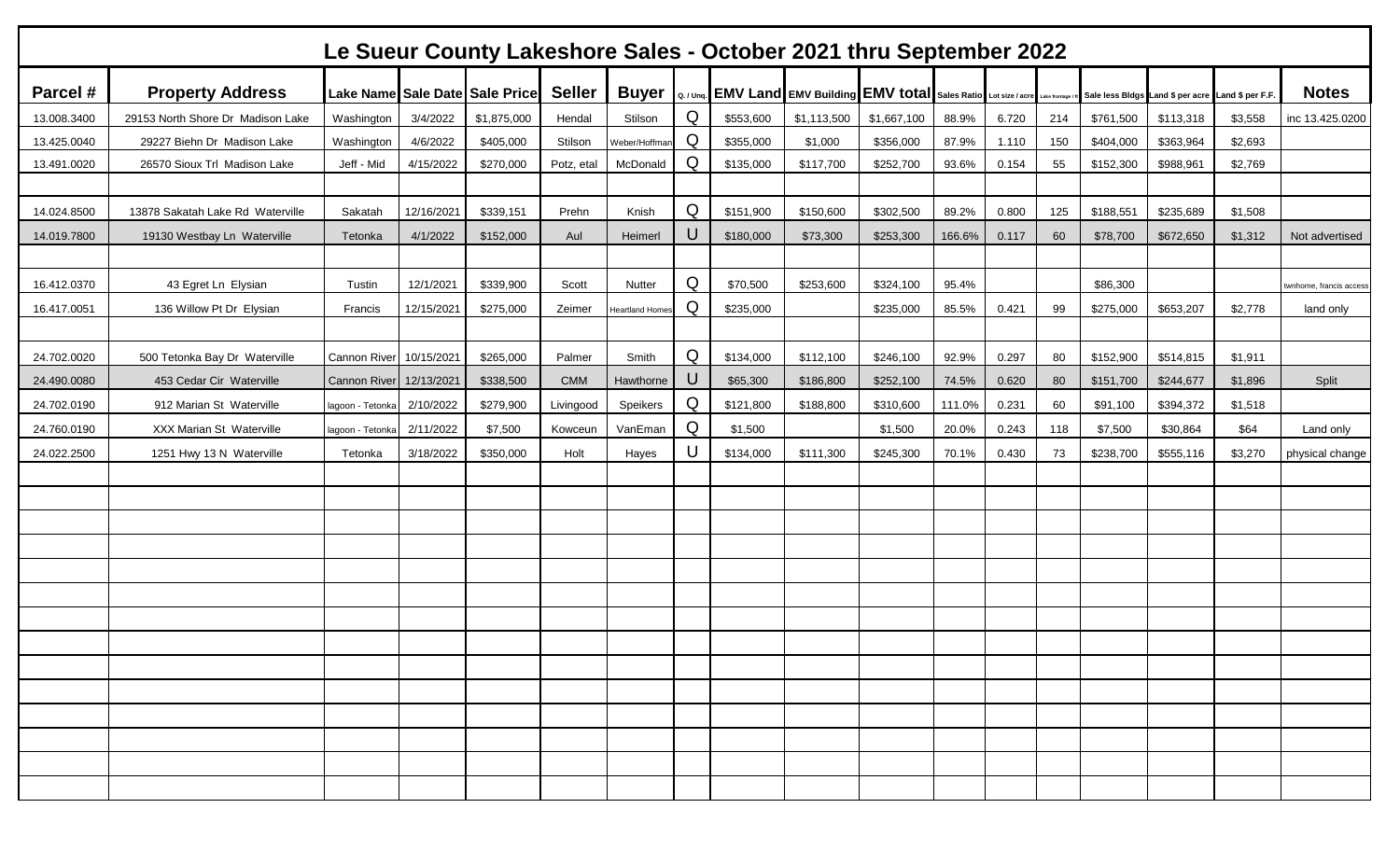# Le Sueur County Lakeshore Sales - October 2021 thru September 2022

| Parcel # | Property Address | Lake Name | Sale Date | Sale Price | Seller | Buyer | Q. / Unq. | EMV Land | EMV Building | EMV total | Sales Ratio | Lot size / acre | Lake frontage / ft | Sale less Bldgs | Land $ per acre | Land $ per F.F. | Notes |
|---|---|---|---|---|---|---|---|---|---|---|---|---|---|---|---|---|---|
| 13.008.3400 | 29153 North Shore Dr Madison Lake | Washington | 3/4/2022 | $1,875,000 | Hendal | Stilson | Q | $553,600 | $1,113,500 | $1,667,100 | 88.9% | 6.720 | 214 | $761,500 | $113,318 | $3,558 | inc 13.425.0200 |
| 13.425.0040 | 29227 Biehn Dr Madison Lake | Washington | 4/6/2022 | $405,000 | Stilson | Weber/Hoffman | Q | $355,000 | $1,000 | $356,000 | 87.9% | 1.110 | 150 | $404,000 | $363,964 | $2,693 | |
| 13.491.0020 | 26570 Sioux Trl Madison Lake | Jeff - Mid | 4/15/2022 | $270,000 | Potz, etal | McDonald | Q | $135,000 | $117,700 | $252,700 | 93.6% | 0.154 | 55 | $152,300 | $988,961 | $2,769 | |
| | | | | | | | | | | | | | | | | | |
| 14.024.8500 | 13878 Sakatah Lake Rd Waterville | Sakatah | 12/16/2021 | $339,151 | Prehn | Knish | Q | $151,900 | $150,600 | $302,500 | 89.2% | 0.800 | 125 | $188,551 | $235,689 | $1,508 | |
| 14.019.7800 | 19130 Westbay Ln Waterville | Tetonka | 4/1/2022 | $152,000 | Aul | Heimerl | U | $180,000 | $73,300 | $253,300 | 166.6% | 0.117 | 60 | $78,700 | $672,650 | $1,312 | Not advertised |
| | | | | | | | | | | | | | | | | | |
| 16.412.0370 | 43 Egret Ln Elysian | Tustin | 12/1/2021 | $339,900 | Scott | Nutter | Q | $70,500 | $253,600 | $324,100 | 95.4% | | | $86,300 | | | twnhome, francis access |
| 16.417.0051 | 136 Willow Pt Dr Elysian | Francis | 12/15/2021 | $275,000 | Zeimer | Heartland Homes | Q | $235,000 | | $235,000 | 85.5% | 0.421 | 99 | $275,000 | $653,207 | $2,778 | land only |
| | | | | | | | | | | | | | | | | | |
| 24.702.0020 | 500 Tetonka Bay Dr Waterville | Cannon River | 10/15/2021 | $265,000 | Palmer | Smith | Q | $134,000 | $112,100 | $246,100 | 92.9% | 0.297 | 80 | $152,900 | $514,815 | $1,911 | |
| 24.490.0080 | 453 Cedar Cir Waterville | Cannon River | 12/13/2021 | $338,500 | CMM | Hawthorne | U | $65,300 | $186,800 | $252,100 | 74.5% | 0.620 | 80 | $151,700 | $244,677 | $1,896 | Split |
| 24.702.0190 | 912 Marian St Waterville | lagoon - Tetonka | 2/10/2022 | $279,900 | Livingood | Speikers | Q | $121,800 | $188,800 | $310,600 | 111.0% | 0.231 | 60 | $91,100 | $394,372 | $1,518 | |
| 24.760.0190 | XXX Marian St Waterville | lagoon - Tetonka | 2/11/2022 | $7,500 | Kowceun | VanEman | Q | $1,500 | | $1,500 | 20.0% | 0.243 | 118 | $7,500 | $30,864 | $64 | Land only |
| 24.022.2500 | 1251 Hwy 13 N Waterville | Tetonka | 3/18/2022 | $350,000 | Holt | Hayes | U | $134,000 | $111,300 | $245,300 | 70.1% | 0.430 | 73 | $238,700 | $555,116 | $3,270 | physical change |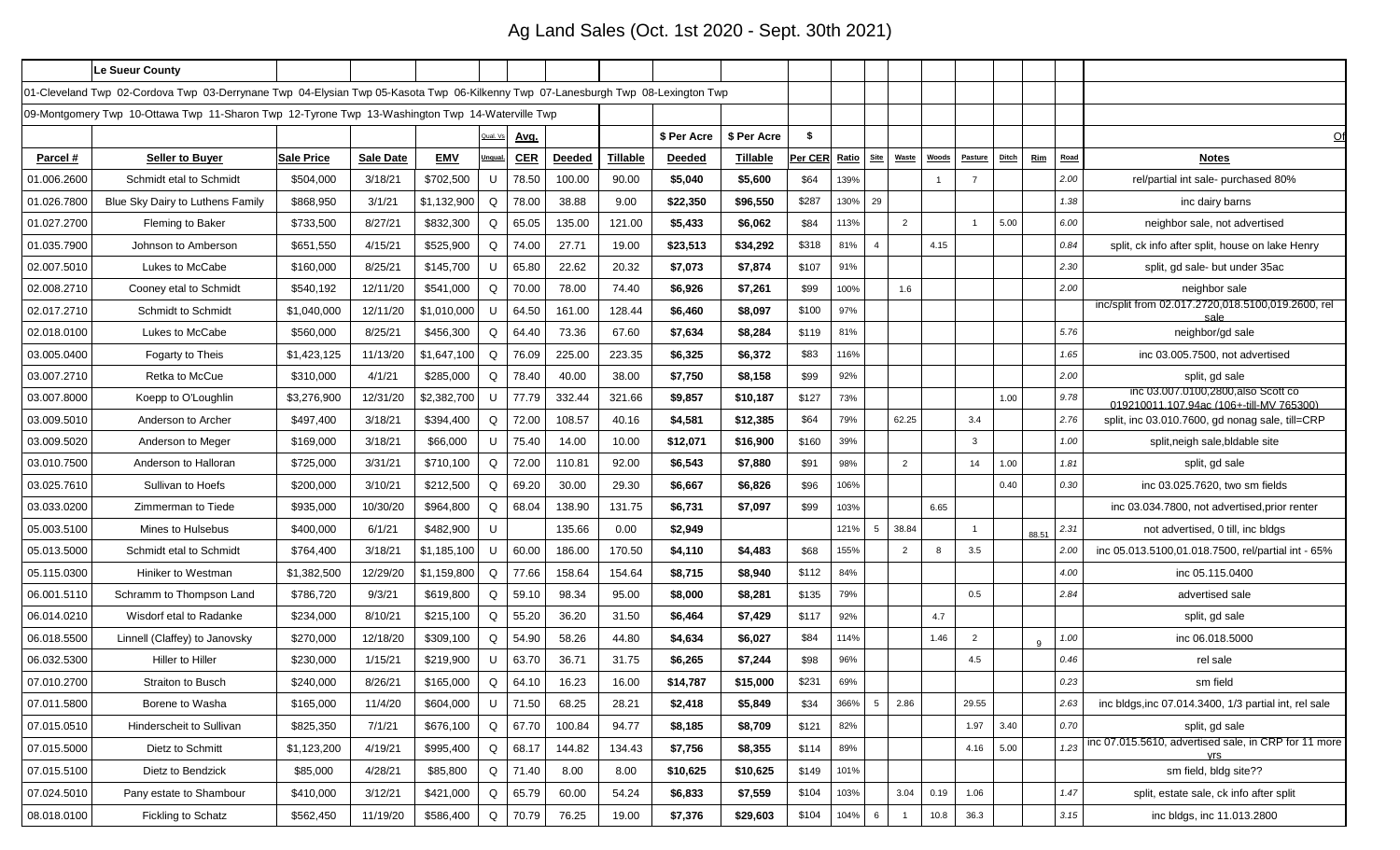# Ag Land Sales (Oct. 1st 2020 - Sept. 30th 2021)

**Le Sueur County**

01-Cleveland Twp 02-Cordova Twp 03-Derrynane Twp 04-Elysian Twp 05-Kasota Twp 06-Kilkenny Twp 07-Lanesburgh Twp 08-Lexington Twp

09-Montgomery Twp 10-Ottawa Twp 11-Sharon Twp 12-Tyrone Twp 13-Washington Twp 14-Waterville Twp

| Parcel # | Seller to Buyer | Sale Price | Sale Date | EMV | Qual. Vs Unqual. | Avg. CER | Deeded | Tillable | \$ Per Acre Deeded | \$ Per Acre Tillable | \$ Per CER | Ratio | Site | Waste | Woods | Pasture | Ditch | Rim | Road | Notes |
|---|---|---|---|---|---|---|---|---|---|---|---|---|---|---|---|---|---|---|---|---|
| 01.006.2600 | Schmidt etal to Schmidt | $504,000 | 3/18/21 | $702,500 | U | 78.50 | 100.00 | 90.00 | $5,040 | $5,600 | $64 | 139% | | | 1 | 7 | | | 2.00 | rel/partial int sale- purchased 80% |
| 01.026.7800 | Blue Sky Dairy to Luthens Family | $868,950 | 3/1/21 | $1,132,900 | Q | 78.00 | 38.88 | 9.00 | $22,350 | $96,550 | $287 | 130% | 29 | | | | | | 1.38 | inc dairy barns |
| 01.027.2700 | Fleming to Baker | $733,500 | 8/27/21 | $832,300 | Q | 65.05 | 135.00 | 121.00 | $5,433 | $6,062 | $84 | 113% | | 2 | | 1 | 5.00 | | 6.00 | neighbor sale, not advertised |
| 01.035.7900 | Johnson to Amberson | $651,550 | 4/15/21 | $525,900 | Q | 74.00 | 27.71 | 19.00 | $23,513 | $34,292 | $318 | 81% | 4 | | 4.15 | | | | 0.84 | split, ck info after split, house on lake Henry |
| 02.007.5010 | Lukes to McCabe | $160,000 | 8/25/21 | $145,700 | U | 65.80 | 22.62 | 20.32 | $7,073 | $7,874 | $107 | 91% | | | | | | | 2.30 | split, gd sale- but under 35ac |
| 02.008.2710 | Cooney etal to Schmidt | $540,192 | 12/11/20 | $541,000 | Q | 70.00 | 78.00 | 74.40 | $6,926 | $7,261 | $99 | 100% | | 1.6 | | | | | 2.00 | neighbor sale |
| 02.017.2710 | Schmidt to Schmidt | $1,040,000 | 12/11/20 | $1,010,000 | U | 64.50 | 161.00 | 128.44 | $6,460 | $8,097 | $100 | 97% | | | | | | | | inc/split from 02.017.2720,018.5100,019.2600, rel sale |
| 02.018.0100 | Lukes to McCabe | $560,000 | 8/25/21 | $456,300 | Q | 64.40 | 73.36 | 67.60 | $7,634 | $8,284 | $119 | 81% | | | | | | | 5.76 | neighbor/gd sale |
| 03.005.0400 | Fogarty to Theis | $1,423,125 | 11/13/20 | $1,647,100 | Q | 76.09 | 225.00 | 223.35 | $6,325 | $6,372 | $83 | 116% | | | | | | | 1.65 | inc 03.005.7500, not advertised |
| 03.007.2710 | Retka to McCue | $310,000 | 4/1/21 | $285,000 | Q | 78.40 | 40.00 | 38.00 | $7,750 | $8,158 | $99 | 92% | | | | | | | 2.00 | split, gd sale |
| 03.007.8000 | Koepp to O'Loughlin | $3,276,900 | 12/31/20 | $2,382,700 | U | 77.79 | 332.44 | 321.66 | $9,857 | $10,187 | $127 | 73% | | | | | 1.00 | | 9.78 | inc 03.007.0100,2800,also Scott co 019210011,107.94ac (106+-till-MV 765300) |
| 03.009.5010 | Anderson to Archer | $497,400 | 3/18/21 | $394,400 | Q | 72.00 | 108.57 | 40.16 | $4,581 | $12,385 | $64 | 79% | | 62.25 | | 3.4 | | | 2.76 | split, inc 03.010.7600, gd nonag sale, till=CRP |
| 03.009.5020 | Anderson to Meger | $169,000 | 3/18/21 | $66,000 | U | 75.40 | 14.00 | 10.00 | $12,071 | $16,900 | $160 | 39% | | | | 3 | | | 1.00 | split,neigh sale,bldable site |
| 03.010.7500 | Anderson to Halloran | $725,000 | 3/31/21 | $710,100 | Q | 72.00 | 110.81 | 92.00 | $6,543 | $7,880 | $91 | 98% | | 2 | | 14 | 1.00 | | 1.81 | split, gd sale |
| 03.025.7610 | Sullivan to Hoefs | $200,000 | 3/10/21 | $212,500 | Q | 69.20 | 30.00 | 29.30 | $6,667 | $6,826 | $96 | 106% | | | | | 0.40 | | 0.30 | inc 03.025.7620, two sm fields |
| 03.033.0200 | Zimmerman to Tiede | $935,000 | 10/30/20 | $964,800 | Q | 68.04 | 138.90 | 131.75 | $6,731 | $7,097 | $99 | 103% | | | 6.65 | | | | | inc 03.034.7800, not advertised,prior renter |
| 05.003.5100 | Mines to Hulsebus | $400,000 | 6/1/21 | $482,900 | U | | 135.66 | 0.00 | $2,949 | | | 121% | 5 | 38.84 | | 1 | | 88.51 | 2.31 | not advertised, 0 till, inc bldgs |
| 05.013.5000 | Schmidt etal to Schmidt | $764,400 | 3/18/21 | $1,185,100 | U | 60.00 | 186.00 | 170.50 | $4,110 | $4,483 | $68 | 155% | | 2 | 8 | 3.5 | | | 2.00 | inc 05.013.5100,01.018.7500, rel/partial int - 65% |
| 05.115.0300 | Hiniker to Westman | $1,382,500 | 12/29/20 | $1,159,800 | Q | 77.66 | 158.64 | 154.64 | $8,715 | $8,940 | $112 | 84% | | | | | | | 4.00 | inc 05.115.0400 |
| 06.001.5110 | Schramm to Thompson Land | $786,720 | 9/3/21 | $619,800 | Q | 59.10 | 98.34 | 95.00 | $8,000 | $8,281 | $135 | 79% | | | | 0.5 | | | 2.84 | advertised sale |
| 06.014.0210 | Wisdorf etal to Radanke | $234,000 | 8/10/21 | $215,100 | Q | 55.20 | 36.20 | 31.50 | $6,464 | $7,429 | $117 | 92% | | | 4.7 | | | | | split, gd sale |
| 06.018.5500 | Linnell (Claffey) to Janovsky | $270,000 | 12/18/20 | $309,100 | Q | 54.90 | 58.26 | 44.80 | $4,634 | $6,027 | $84 | 114% | | | 1.46 | 2 | | 9 | 1.00 | inc 06.018.5000 |
| 06.032.5300 | Hiller to Hiller | $230,000 | 1/15/21 | $219,900 | U | 63.70 | 36.71 | 31.75 | $6,265 | $7,244 | $98 | 96% | | | | 4.5 | | | 0.46 | rel sale |
| 07.010.2700 | Straiton to Busch | $240,000 | 8/26/21 | $165,000 | Q | 64.10 | 16.23 | 16.00 | $14,787 | $15,000 | $231 | 69% | | | | | | | 0.23 | sm field |
| 07.011.5800 | Borene to Washa | $165,000 | 11/4/20 | $604,000 | U | 71.50 | 68.25 | 28.21 | $2,418 | $5,849 | $34 | 366% | 5 | 2.86 | | 29.55 | | | 2.63 | inc bldgs,inc 07.014.3400, 1/3 partial int, rel sale |
| 07.015.0510 | Hinderscheit to Sullivan | $825,350 | 7/1/21 | $676,100 | Q | 67.70 | 100.84 | 94.77 | $8,185 | $8,709 | $121 | 82% | | | | 1.97 | 3.40 | | 0.70 | split, gd sale |
| 07.015.5000 | Dietz to Schmitt | $1,123,200 | 4/19/21 | $995,400 | Q | 68.17 | 144.82 | 134.43 | $7,756 | $8,355 | $114 | 89% | | | | 4.16 | 5.00 | | 1.23 | inc 07.015.5610, advertised sale, in CRP for 11 more yrs |
| 07.015.5100 | Dietz to Bendzick | $85,000 | 4/28/21 | $85,800 | Q | 71.40 | 8.00 | 8.00 | $10,625 | $10,625 | $149 | 101% | | | | | | | | sm field, bldg site?? |
| 07.024.5010 | Pany estate to Shambour | $410,000 | 3/12/21 | $421,000 | Q | 65.79 | 60.00 | 54.24 | $6,833 | $7,559 | $104 | 103% | | 3.04 | 0.19 | 1.06 | | | 1.47 | split, estate sale, ck info after split |
| 08.018.0100 | Fickling to Schatz | $562,450 | 11/19/20 | $586,400 | Q | 70.79 | 76.25 | 19.00 | $7,376 | $29,603 | $104 | 104% | 6 | 1 | 10.8 | 36.3 | | | 3.15 | inc bldgs, inc 11.013.2800 |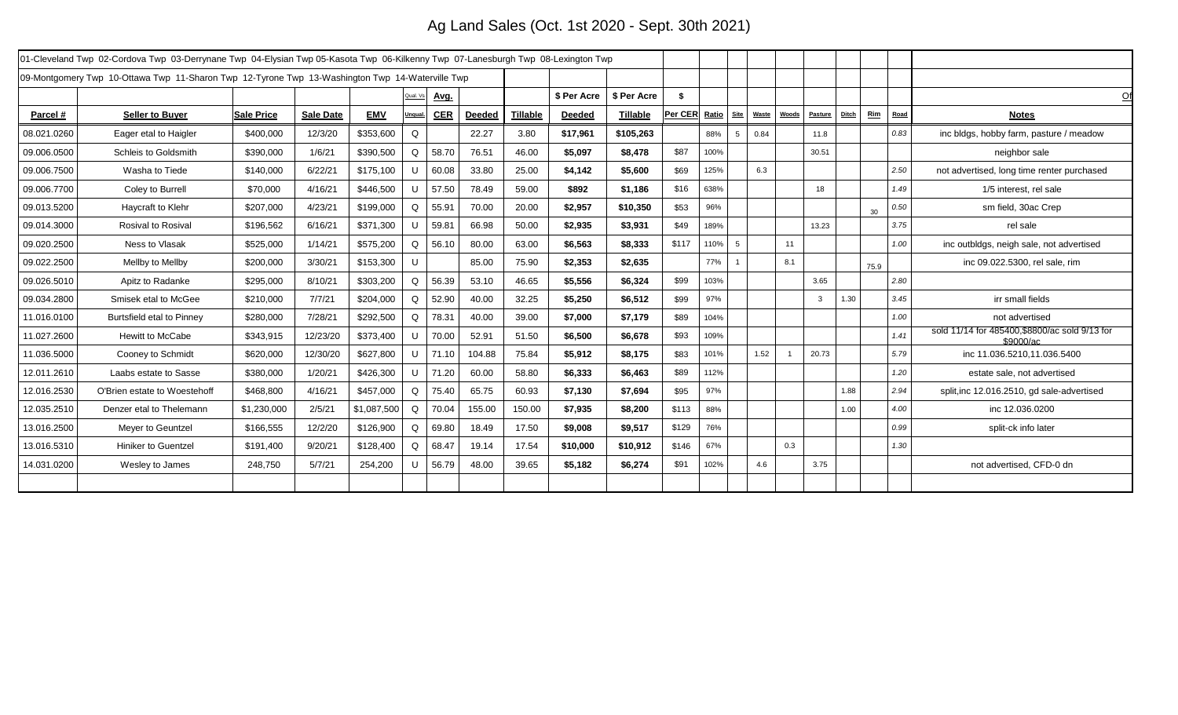# Ag Land Sales (Oct. 1st 2020 - Sept. 30th 2021)

01-Cleveland Twp 02-Cordova Twp 03-Derrynane Twp 04-Elysian Twp 05-Kasota Twp 06-Kilkenny Twp 07-Lanesburgh Twp 08-Lexington Twp

09-Montgomery Twp 10-Ottawa Twp 11-Sharon Twp 12-Tyrone Twp 13-Washington Twp 14-Waterville Twp

| | | | | | Qual. Vs | Avg. | | | $ Per Acre | $ Per Acre | $ | | | | | | | | | Of |
|---|---|---|---|---|---|---|---|---|---|---|---|---|---|---|---|---|---|---|---|---|
| **Parcel #** | **Seller to Buyer** | **Sale Price** | **Sale Date** | **EMV** | **Unqual.** | **CER** | **Deeded** | **Tillable** | **Deeded** | **Tillable** | **Per CER** | **Ratio** | **Site** | **Waste** | **Woods** | **Pasture** | **Ditch** | **Rim** | **Road** | **Notes** |
| 08.021.0260 | Eager etal to Haigler | $400,000 | 12/3/20 | $353,600 | Q | | 22.27 | 3.80 | $17,961 | $105,263 | | 88% | 5 | 0.84 | | 11.8 | | | 0.83 | inc bldgs, hobby farm, pasture / meadow |
| 09.006.0500 | Schleis to Goldsmith | $390,000 | 1/6/21 | $390,500 | Q | 58.70 | 76.51 | 46.00 | $5,097 | $8,478 | $87 | 100% | | | | 30.51 | | | | neighbor sale |
| 09.006.7500 | Washa to Tiede | $140,000 | 6/22/21 | $175,100 | U | 60.08 | 33.80 | 25.00 | $4,142 | $5,600 | $69 | 125% | | 6.3 | | | | | 2.50 | not advertised, long time renter purchased |
| 09.006.7700 | Coley to Burrell | $70,000 | 4/16/21 | $446,500 | U | 57.50 | 78.49 | 59.00 | $892 | $1,186 | $16 | 638% | | | | 18 | | | 1.49 | 1/5 interest, rel sale |
| 09.013.5200 | Haycraft to Klehr | $207,000 | 4/23/21 | $199,000 | Q | 55.91 | 70.00 | 20.00 | $2,957 | $10,350 | $53 | 96% | | | | | | 30 | 0.50 | sm field, 30ac Crep |
| 09.014.3000 | Rosival to Rosival | $196,562 | 6/16/21 | $371,300 | U | 59.81 | 66.98 | 50.00 | $2,935 | $3,931 | $49 | 189% | | | | 13.23 | | | 3.75 | rel sale |
| 09.020.2500 | Ness to Vlasak | $525,000 | 1/14/21 | $575,200 | Q | 56.10 | 80.00 | 63.00 | $6,563 | $8,333 | $117 | 110% | 5 | | 11 | | | | 1.00 | inc outbldgs, neigh sale, not advertised |
| 09.022.2500 | Mellby to Mellby | $200,000 | 3/30/21 | $153,300 | U | | 85.00 | 75.90 | $2,353 | $2,635 | | 77% | 1 | | 8.1 | | | 75.9 | | inc 09.022.5300, rel sale, rim |
| 09.026.5010 | Apitz to Radanke | $295,000 | 8/10/21 | $303,200 | Q | 56.39 | 53.10 | 46.65 | $5,556 | $6,324 | $99 | 103% | | | | 3.65 | | | 2.80 | |
| 09.034.2800 | Smisek etal to McGee | $210,000 | 7/7/21 | $204,000 | Q | 52.90 | 40.00 | 32.25 | $5,250 | $6,512 | $99 | 97% | | | | 3 | 1.30 | | 3.45 | irr small fields |
| 11.016.0100 | Burtsfield etal to Pinney | $280,000 | 7/28/21 | $292,500 | Q | 78.31 | 40.00 | 39.00 | $7,000 | $7,179 | $89 | 104% | | | | | | | 1.00 | not advertised |
| 11.027.2600 | Hewitt to McCabe | $343,915 | 12/23/20 | $373,400 | U | 70.00 | 52.91 | 51.50 | $6,500 | $6,678 | $93 | 109% | | | | | | | 1.41 | sold 11/14 for 485400,$8800/ac sold 9/13 for $9000/ac |
| 11.036.5000 | Cooney to Schmidt | $620,000 | 12/30/20 | $627,800 | U | 71.10 | 104.88 | 75.84 | $5,912 | $8,175 | $83 | 101% | | 1.52 | 1 | 20.73 | | | 5.79 | inc 11.036.5210,11.036.5400 |
| 12.011.2610 | Laabs estate to Sasse | $380,000 | 1/20/21 | $426,300 | U | 71.20 | 60.00 | 58.80 | $6,333 | $6,463 | $89 | 112% | | | | | | | 1.20 | estate sale, not advertised |
| 12.016.2530 | O'Brien estate to Woestehoff | $468,800 | 4/16/21 | $457,000 | Q | 75.40 | 65.75 | 60.93 | $7,130 | $7,694 | $95 | 97% | | | | | 1.88 | | 2.94 | split,inc 12.016.2510, gd sale-advertised |
| 12.035.2510 | Denzer etal to Thelemann | $1,230,000 | 2/5/21 | $1,087,500 | Q | 70.04 | 155.00 | 150.00 | $7,935 | $8,200 | $113 | 88% | | | | | 1.00 | | 4.00 | inc 12.036.0200 |
| 13.016.2500 | Meyer to Geuntzel | $166,555 | 12/2/20 | $126,900 | Q | 69.80 | 18.49 | 17.50 | $9,008 | $9,517 | $129 | 76% | | | | | | | 0.99 | split-ck info later |
| 13.016.5310 | Hiniker to Guentzel | $191,400 | 9/20/21 | $128,400 | Q | 68.47 | 19.14 | 17.54 | $10,000 | $10,912 | $146 | 67% | | | 0.3 | | | | 1.30 | |
| 14.031.0200 | Wesley to James | 248,750 | 5/7/21 | 254,200 | U | 56.79 | 48.00 | 39.65 | $5,182 | $6,274 | $91 | 102% | | 4.6 | | 3.75 | | | | not advertised, CFD-0 dn |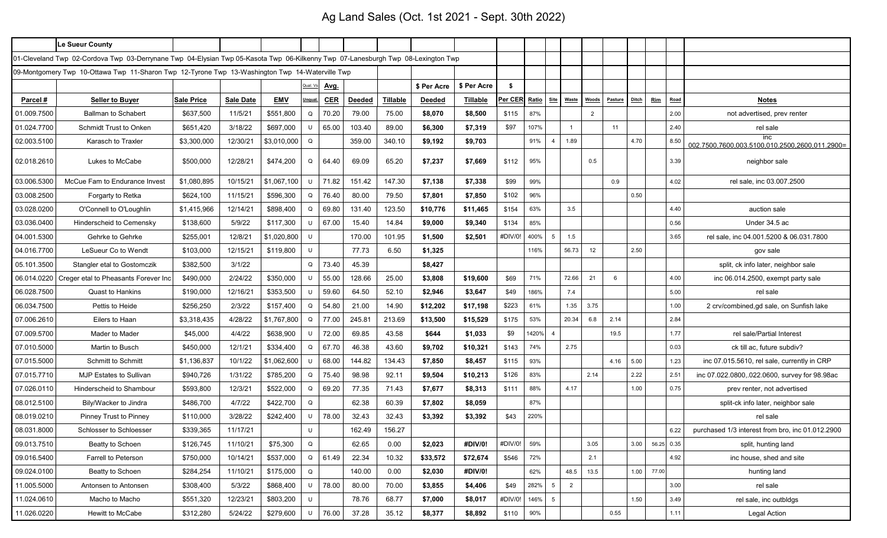# Ag Land Sales (Oct. 1st 2021 - Sept. 30th 2022)

| | Le Sueur County | | | | | | | | | | | | | | | | | | | |
|---|---|---|---|---|---|---|---|---|---|---|---|---|---|---|---|---|---|---|---|---|
| 01-Cleveland Twp 02-Cordova Twp 03-Derrynane Twp 04-Elysian Twp 05-Kasota Twp 06-Kilkenny Twp 07-Lanesburgh Twp 08-Lexington Twp | | | | | | | | | | | | | | | | | | | | |
| 09-Montgomery Twp 10-Ottawa Twp 11-Sharon Twp 12-Tyrone Twp 13-Washington Twp 14-Waterville Twp | | | | | | | | | | | | | | | | | | | | |
| | | | | | Qual. Vs | Avg. | | | $ Per Acre | $ Per Acre | $ | | | | | | | | | |
| **Parcel #** | **Seller to Buyer** | **Sale Price** | **Sale Date** | **EMV** | **Unqual.** | **CER** | **Deeded** | **Tillable** | **Deeded** | **Tillable** | **Per CER** | **Ratio** | **Site** | **Waste** | **Woods** | **Pasture** | **Ditch** | **Rim** | **Road** | **Notes** |
| 01.009.7500 | Ballman to Schabert | $637,500 | 11/5/21 | $551,800 | Q | 70.20 | 79.00 | 75.00 | **$8,070** | **$8,500** | $115 | 87% | | | 2 | | | | 2.00 | not advertised, prev renter |
| 01.024.7700 | Schmidt Trust to Onken | $651,420 | 3/18/22 | $697,000 | U | 65.00 | 103.40 | 89.00 | **$6,300** | **$7,319** | $97 | 107% | | 1 | | 11 | | | 2.40 | rel sale |
| 02.003.5100 | Karasch to Traxler | $3,300,000 | 12/30/21 | $3,010,000 | Q | | 359.00 | 340.10 | **$9,192** | **$9,703** | | 91% | 4 | 1.89 | | | 4.70 | | 8.50 | inc 002.7500,7600,003.5100,010.2500,2600,011.2900= |
| 02.018.2610 | Lukes to McCabe | $500,000 | 12/28/21 | $474,200 | Q | 64.40 | 69.09 | 65.20 | **$7,237** | **$7,669** | $112 | 95% | | | 0.5 | | | | 3.39 | neighbor sale |
| 03.006.5300 | McCue Fam to Endurance Invest | $1,080,895 | 10/15/21 | $1,067,100 | U | 71.82 | 151.42 | 147.30 | **$7,138** | **$7,338** | $99 | 99% | | | | 0.9 | | | 4.02 | rel sale, inc 03.007.2500 |
| 03.008.2500 | Forgarty to Retka | $624,100 | 11/15/21 | $596,300 | Q | 76.40 | 80.00 | 79.50 | **$7,801** | **$7,850** | $102 | 96% | | | | | 0.50 | | | |
| 03.028.0200 | O'Connell to O'Loughlin | $1,415,966 | 12/14/21 | $898,400 | Q | 69.80 | 131.40 | 123.50 | **$10,776** | **$11,465** | $154 | 63% | | 3.5 | | | | | 4.40 | auction sale |
| 03.036.0400 | Hinderscheid to Cemensky | $138,600 | 5/9/22 | $117,300 | U | 67.00 | 15.40 | 14.84 | **$9,000** | **$9,340** | $134 | 85% | | | | | | | 0.56 | Under 34.5 ac |
| 04.001.5300 | Gehrke to Gehrke | $255,001 | 12/8/21 | $1,020,800 | U | | 170.00 | 101.95 | **$1,500** | **$2,501** | #DIV/0! | 400% | 5 | 1.5 | | | | | 3.65 | rel sale, inc 04.001.5200 & 06.031.7800 |
| 04.016.7700 | LeSueur Co to Wendt | $103,000 | 12/15/21 | $119,800 | U | | 77.73 | 6.50 | **$1,325** | | | 116% | | 56.73 | 12 | | 2.50 | | | gov sale |
| 05.101.3500 | Stangler etal to Gostomczik | $382,500 | 3/1/22 | | Q | 73.40 | 45.39 | | **$8,427** | | | | | | | | | | | split, ck info later, neighbor sale |
| 06.014.0220 | Creger etal to Pheasants Forever Inc | $490,000 | 2/24/22 | $350,000 | U | 55.00 | 128.66 | 25.00 | **$3,808** | **$19,600** | $69 | 71% | | 72.66 | 21 | 6 | | | 4.00 | inc 06.014.2500, exempt party sale |
| 06.028.7500 | Quast to Hankins | $190,000 | 12/16/21 | $353,500 | U | 59.60 | 64.50 | 52.10 | **$2,946** | **$3,647** | $49 | 186% | | 7.4 | | | | | 5.00 | rel sale |
| 06.034.7500 | Pettis to Heide | $256,250 | 2/3/22 | $157,400 | Q | 54.80 | 21.00 | 14.90 | **$12,202** | **$17,198** | $223 | 61% | | 1.35 | 3.75 | | | | 1.00 | 2 crv/combined,gd sale, on Sunfish lake |
| 07.006.2610 | Eilers to Haan | $3,318,435 | 4/28/22 | $1,767,800 | Q | 77.00 | 245.81 | 213.69 | **$13,500** | **$15,529** | $175 | 53% | | 20.34 | 6.8 | 2.14 | | | 2.84 | |
| 07.009.5700 | Mader to Mader | $45,000 | 4/4/22 | $638,900 | U | 72.00 | 69.85 | 43.58 | **$644** | **$1,033** | $9 | 1420% | 4 | | | 19.5 | | | 1.77 | rel sale/Partial Interest |
| 07.010.5000 | Martin to Busch | $450,000 | 12/1/21 | $334,400 | Q | 67.70 | 46.38 | 43.60 | **$9,702** | **$10,321** | $143 | 74% | | 2.75 | | | | | 0.03 | ck till ac, future subdiv? |
| 07.015.5000 | Schmitt to Schmitt | $1,136,837 | 10/1/22 | $1,062,600 | U | 68.00 | 144.82 | 134.43 | **$7,850** | **$8,457** | $115 | 93% | | | | 4.16 | 5.00 | | 1.23 | inc 07.015.5610, rel sale, currently in CRP |
| 07.015.7710 | MJP Estates to Sullivan | $940,726 | 1/31/22 | $785,200 | Q | 75.40 | 98.98 | 92.11 | **$9,504** | **$10,213** | $126 | 83% | | | 2.14 | | 2.22 | | 2.51 | inc 07.022.0800,.022.0600, survey for 98.98ac |
| 07.026.0110 | Hinderscheid to Shambour | $593,800 | 12/3/21 | $522,000 | Q | 69.20 | 77.35 | 71.43 | **$7,677** | **$8,313** | $111 | 88% | | 4.17 | | | 1.00 | | 0.75 | prev renter, not advertised |
| 08.012.5100 | Bily/Wacker to Jindra | $486,700 | 4/7/22 | $422,700 | Q | | 62.38 | 60.39 | **$7,802** | **$8,059** | | 87% | | | | | | | | split-ck info later, neighbor sale |
| 08.019.0210 | Pinney Trust to Pinney | $110,000 | 3/28/22 | $242,400 | U | 78.00 | 32.43 | 32.43 | **$3,392** | **$3,392** | $43 | 220% | | | | | | | | rel sale |
| 08.031.8000 | Schlosser to Schloesser | $339,365 | 11/17/21 | | U | | 162.49 | 156.27 | | | | | | | | | | | 6.22 | purchased 1/3 interest from bro, inc 01.012.2900 |
| 09.013.7510 | Beatty to Schoen | $126,745 | 11/10/21 | $75,300 | Q | | 62.65 | 0.00 | **$2,023** | **#DIV/0!** | #DIV/0! | 59% | | | 3.05 | | 3.00 | 56.25 | 0.35 | split, hunting land |
| 09.016.5400 | Farrell to Peterson | $750,000 | 10/14/21 | $537,000 | Q | 61.49 | 22.34 | 10.32 | **$33,572** | **$72,674** | $546 | 72% | | | 2.1 | | | | 4.92 | inc house, shed and site |
| 09.024.0100 | Beatty to Schoen | $284,254 | 11/10/21 | $175,000 | Q | | 140.00 | 0.00 | **$2,030** | **#DIV/0!** | | 62% | | 48.5 | 13.5 | | 1.00 | 77.00 | | hunting land |
| 11.005.5000 | Antonsen to Antonsen | $308,400 | 5/3/22 | $868,400 | U | 78.00 | 80.00 | 70.00 | **$3,855** | **$4,406** | $49 | 282% | 5 | 2 | | | | | 3.00 | rel sale |
| 11.024.0610 | Macho to Macho | $551,320 | 12/23/21 | $803,200 | U | | 78.76 | 68.77 | **$7,000** | **$8,017** | #DIV/0! | 146% | 5 | | | | 1.50 | | 3.49 | rel sale, inc outbldgs |
| 11.026.0220 | Hewitt to McCabe | $312,280 | 5/24/22 | $279,600 | U | 76.00 | 37.28 | 35.12 | **$8,377** | **$8,892** | $110 | 90% | | | | 0.55 | | | 1.11 | Legal Action |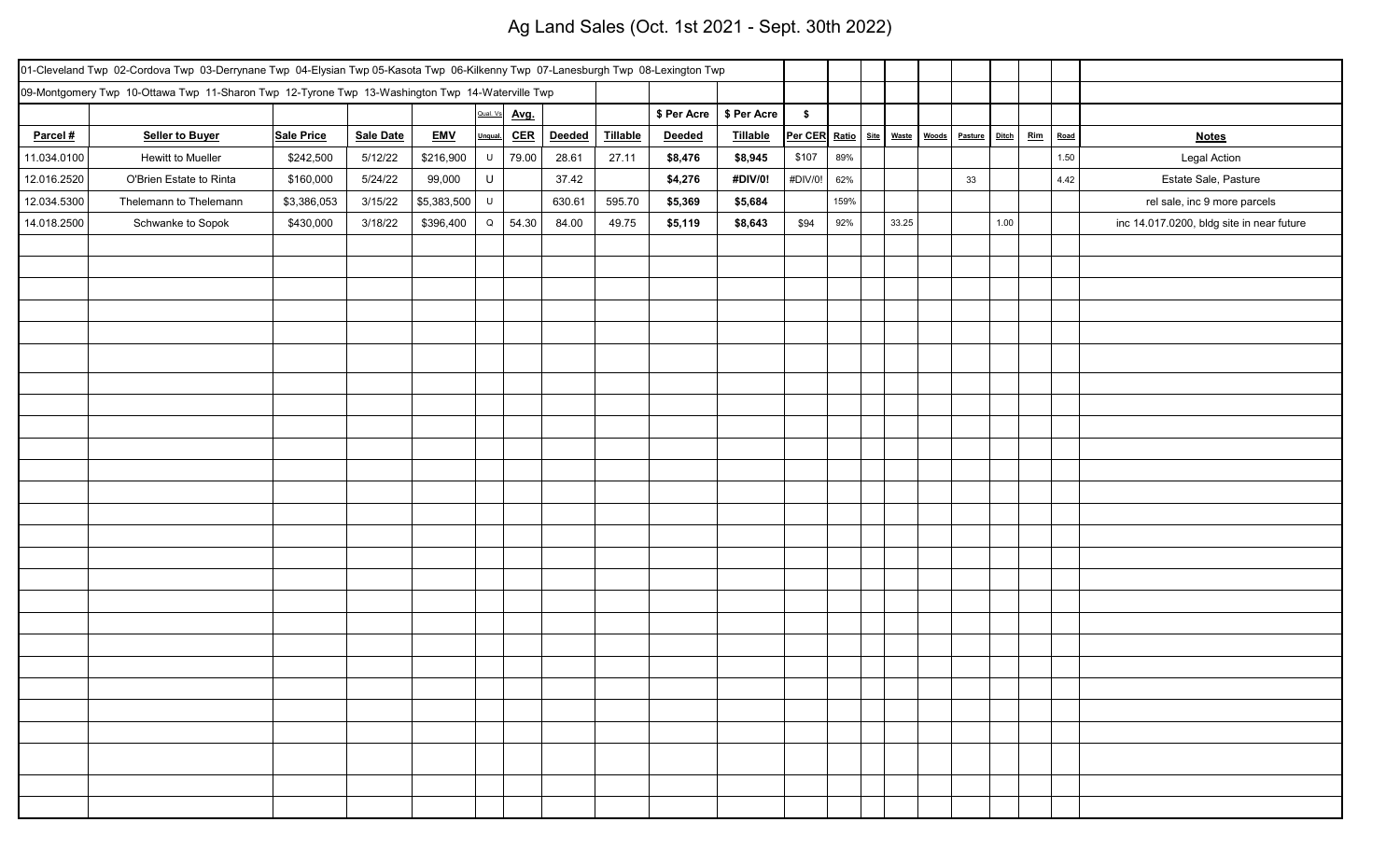# Ag Land Sales (Oct. 1st 2021 - Sept. 30th 2022)

01-Cleveland Twp 02-Cordova Twp 03-Derrynane Twp 04-Elysian Twp 05-Kasota Twp 06-Kilkenny Twp 07-Lanesburgh Twp 08-Lexington Twp

09-Montgomery Twp 10-Ottawa Twp 11-Sharon Twp 12-Tyrone Twp 13-Washington Twp 14-Waterville Twp

| | | | | | Qual. Vs | Avg. | | | $ Per Acre | $ Per Acre | $ | | | | | | | | | | |
|---|---|---|---|---|---|---|---|---|---|---|---|---|---|---|---|---|---|---|---|---|---|
| **Parcel #** | **Seller to Buyer** | **Sale Price** | **Sale Date** | **EMV** | **Unqual.** | **CER** | **Deeded** | **Tillable** | **Deeded** | **Tillable** | **Per CER** | **Ratio** | **Site** | **Waste** | **Woods** | **Pasture** | **Ditch** | **Rim** | **Road** | **Notes** |
| 11.034.0100 | Hewitt to Mueller | $242,500 | 5/12/22 | $216,900 | U | 79.00 | 28.61 | 27.11 | **$8,476** | **$8,945** | $107 | 89% | | | | | | | 1.50 | Legal Action |
| 12.016.2520 | O'Brien Estate to Rinta | $160,000 | 5/24/22 | 99,000 | U | | 37.42 | | **$4,276** | **#DIV/0!** | #DIV/0! | 62% | | | | 33 | | | 4.42 | Estate Sale, Pasture |
| 12.034.5300 | Thelemann to Thelemann | $3,386,053 | 3/15/22 | $5,383,500 | U | | 630.61 | 595.70 | **$5,369** | **$5,684** | | 159% | | | | | | | | rel sale, inc 9 more parcels |
| 14.018.2500 | Schwanke to Sopok | $430,000 | 3/18/22 | $396,400 | Q | 54.30 | 84.00 | 49.75 | **$5,119** | **$8,643** | $94 | 92% | | 33.25 | | | 1.00 | | | inc 14.017.0200, bldg site in near future |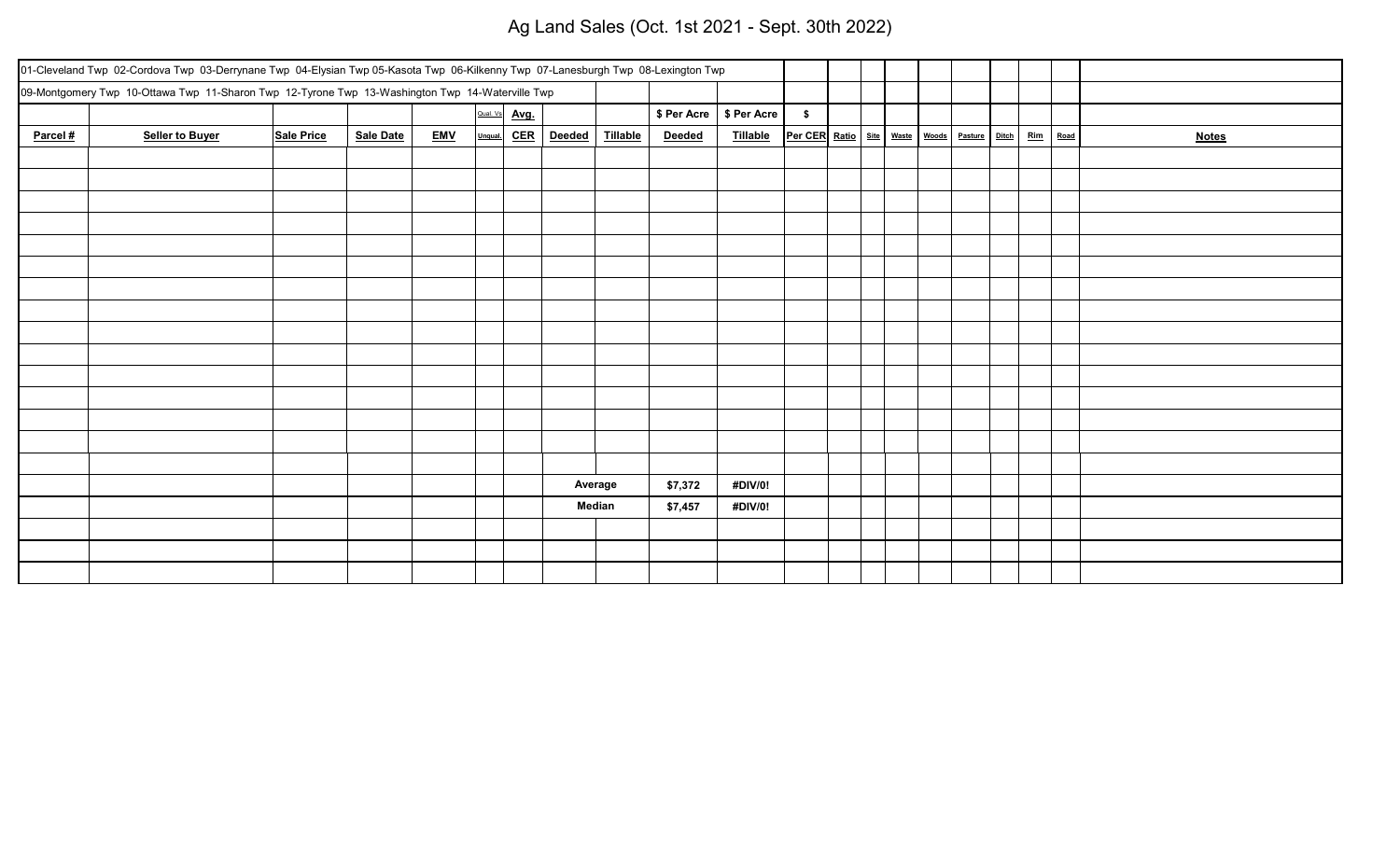# Ag Land Sales (Oct. 1st 2021 - Sept. 30th 2022)

| 01-Cleveland Twp 02-Cordova Twp 03-Derrynane Twp 04-Elysian Twp 05-Kasota Twp 06-Kilkenny Twp 07-Lanesburgh Twp 08-Lexington Twp | | | | | | | | | | | | | | | | | | | | |
|---|---|---|---|---|---|---|---|---|---|---|---|---|---|---|---|---|---|---|---|---|
| 09-Montgomery Twp 10-Ottawa Twp 11-Sharon Twp 12-Tyrone Twp 13-Washington Twp 14-Waterville Twp | | | | | | | | | | | | | | | | | | | | |
| | | | | | Qual. Vs | Avg. | | | $ Per Acre | $ Per Acre | $ | | | | | | | | | |
| Parcel # | Seller to Buyer | Sale Price | Sale Date | EMV | Unqual. | CER | Deeded | Tillable | Deeded | Tillable | Per CER | Ratio | Site | Waste | Woods | Pasture | Ditch | Rim | Road | Notes |
| | | | | | | | | | | | | | | | | | | | | |
| | | | | | | | | | | | | | | | | | | | | |
| | | | | | | | | | | | | | | | | | | | | |
| | | | | | | | | | | | | | | | | | | | | |
| | | | | | | | | | | | | | | | | | | | | |
| | | | | | | | | | | | | | | | | | | | | |
| | | | | | | | | | | | | | | | | | | | | |
| | | | | | | | | | | | | | | | | | | | | |
| | | | | | | | | | | | | | | | | | | | | |
| | | | | | | | | | | | | | | | | | | | | |
| | | | | | | | | | | | | | | | | | | | | |
| | | | | | | | | | | | | | | | | | | | | |
| | | | | | | | | | | | | | | | | | | | | |
| | | | | | | | | | | | | | | | | | | | | |
| | | | | | | | | | | | | | | | | | | | | |
| | | | | | | | Average | | $7,372 | #DIV/0! | | | | | | | | | | |
| | | | | | | | Median | | $7,457 | #DIV/0! | | | | | | | | | | |
| | | | | | | | | | | | | | | | | | | | | |
| | | | | | | | | | | | | | | | | | | | | |
| | | | | | | | | | | | | | | | | | | | | |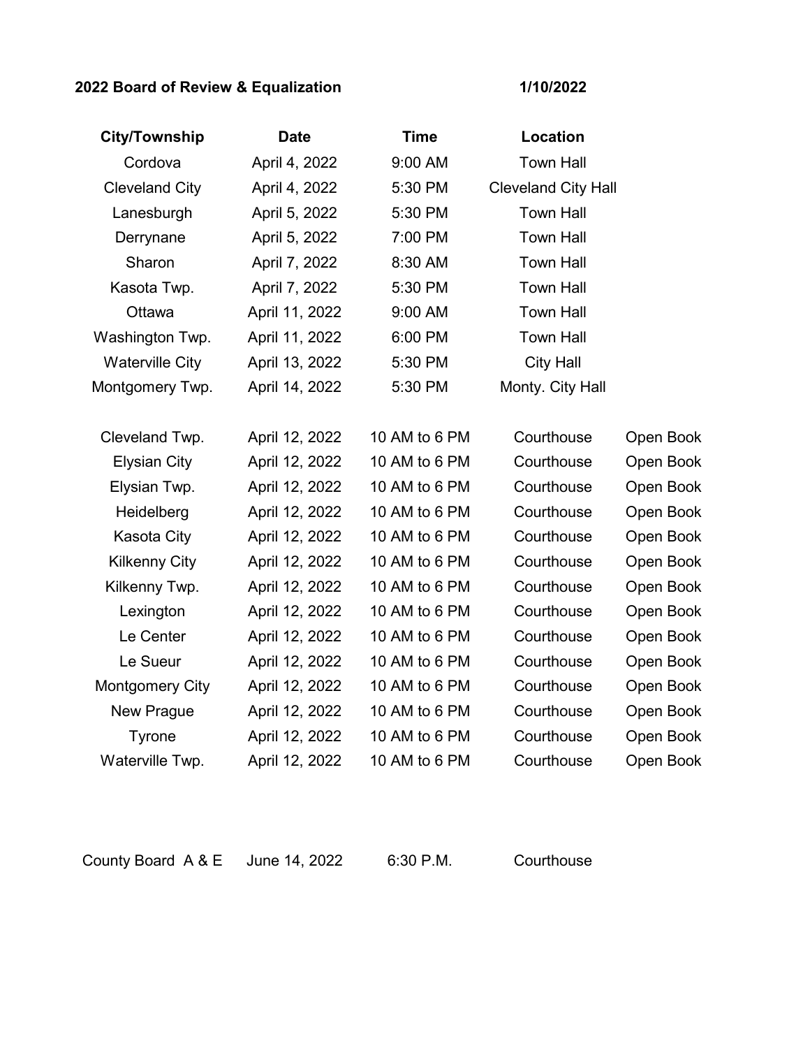**2022 Board of Review & Equalization** **1/10/2022**

| City/Township | Date | Time | Location | |
|---|---|---|---|---|
| Cordova | April 4, 2022 | 9:00 AM | Town Hall | |
| Cleveland City | April 4, 2022 | 5:30 PM | Cleveland City Hall | |
| Lanesburgh | April 5, 2022 | 5:30 PM | Town Hall | |
| Derrynane | April 5, 2022 | 7:00 PM | Town Hall | |
| Sharon | April 7, 2022 | 8:30 AM | Town Hall | |
| Kasota Twp. | April 7, 2022 | 5:30 PM | Town Hall | |
| Ottawa | April 11, 2022 | 9:00 AM | Town Hall | |
| Washington Twp. | April 11, 2022 | 6:00 PM | Town Hall | |
| Waterville City | April 13, 2022 | 5:30 PM | City Hall | |
| Montgomery Twp. | April 14, 2022 | 5:30 PM | Monty. City Hall | |
| Cleveland Twp. | April 12, 2022 | 10 AM to 6 PM | Courthouse | Open Book |
| Elysian City | April 12, 2022 | 10 AM to 6 PM | Courthouse | Open Book |
| Elysian Twp. | April 12, 2022 | 10 AM to 6 PM | Courthouse | Open Book |
| Heidelberg | April 12, 2022 | 10 AM to 6 PM | Courthouse | Open Book |
| Kasota City | April 12, 2022 | 10 AM to 6 PM | Courthouse | Open Book |
| Kilkenny City | April 12, 2022 | 10 AM to 6 PM | Courthouse | Open Book |
| Kilkenny Twp. | April 12, 2022 | 10 AM to 6 PM | Courthouse | Open Book |
| Lexington | April 12, 2022 | 10 AM to 6 PM | Courthouse | Open Book |
| Le Center | April 12, 2022 | 10 AM to 6 PM | Courthouse | Open Book |
| Le Sueur | April 12, 2022 | 10 AM to 6 PM | Courthouse | Open Book |
| Montgomery City | April 12, 2022 | 10 AM to 6 PM | Courthouse | Open Book |
| New Prague | April 12, 2022 | 10 AM to 6 PM | Courthouse | Open Book |
| Tyrone | April 12, 2022 | 10 AM to 6 PM | Courthouse | Open Book |
| Waterville Twp. | April 12, 2022 | 10 AM to 6 PM | Courthouse | Open Book |
| County Board A & E | June 14, 2022 | 6:30 P.M. | Courthouse | |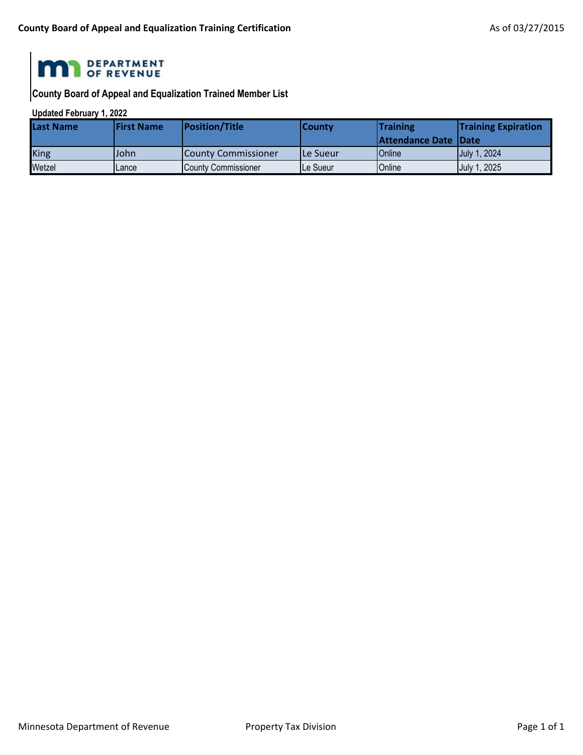## County Board of Appeal and Equalization Trained Member List

**Updated February 1, 2022**

| Last Name | First Name | Position/Title | County | Training Attendance Date | Training Expiration Date |
|---|---|---|---|---|---|
| King | John | County Commissioner | Le Sueur | Online | July 1, 2024 |
| Wetzel | Lance | County Commissioner | Le Sueur | Online | July 1, 2025 |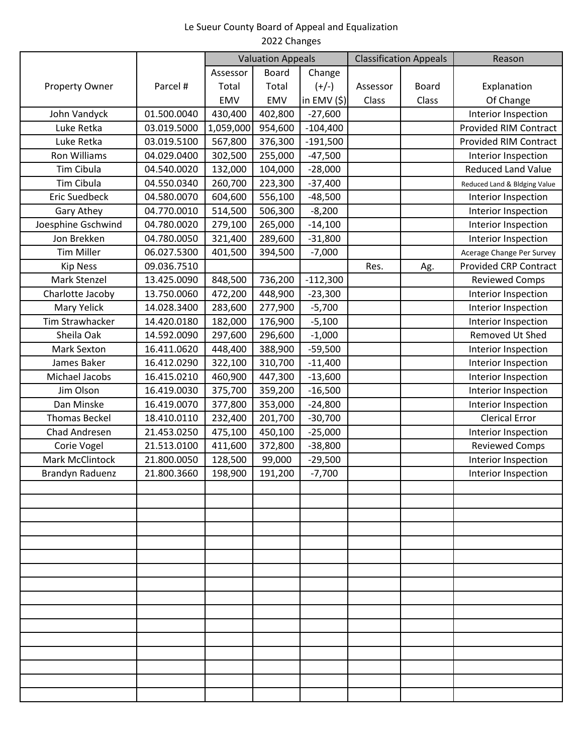Le Sueur County Board of Appeal and Equalization

2022 Changes

| Property Owner | Parcel # | Valuation Appeals | | | Classification Appeals | | Reason |
|---|---|---|---|---|---|---|---|
| | | Assessor Total EMV | Board Total EMV | Change (+/-) in EMV ($) | Assessor Class | Board Class | Explanation Of Change |
| John Vandyck | 01.500.0040 | 430,400 | 402,800 | -27,600 | | | Interior Inspection |
| Luke Retka | 03.019.5000 | 1,059,000 | 954,600 | -104,400 | | | Provided RIM Contract |
| Luke Retka | 03.019.5100 | 567,800 | 376,300 | -191,500 | | | Provided RIM Contract |
| Ron Williams | 04.029.0400 | 302,500 | 255,000 | -47,500 | | | Interior Inspection |
| Tim Cibula | 04.540.0020 | 132,000 | 104,000 | -28,000 | | | Reduced Land Value |
| Tim Cibula | 04.550.0340 | 260,700 | 223,300 | -37,400 | | | Reduced Land & Bldging Value |
| Eric Suedbeck | 04.580.0070 | 604,600 | 556,100 | -48,500 | | | Interior Inspection |
| Gary Athey | 04.770.0010 | 514,500 | 506,300 | -8,200 | | | Interior Inspection |
| Joesphine Gschwind | 04.780.0020 | 279,100 | 265,000 | -14,100 | | | Interior Inspection |
| Jon Brekken | 04.780.0050 | 321,400 | 289,600 | -31,800 | | | Interior Inspection |
| Tim Miller | 06.027.5300 | 401,500 | 394,500 | -7,000 | | | Acerage Change Per Survey |
| Kip Ness | 09.036.7510 | | | | Res. | Ag. | Provided CRP Contract |
| Mark Stenzel | 13.425.0090 | 848,500 | 736,200 | -112,300 | | | Reviewed Comps |
| Charlotte Jacoby | 13.750.0060 | 472,200 | 448,900 | -23,300 | | | Interior Inspection |
| Mary Yelick | 14.028.3400 | 283,600 | 277,900 | -5,700 | | | Interior Inspection |
| Tim Strawhacker | 14.420.0180 | 182,000 | 176,900 | -5,100 | | | Interior Inspection |
| Sheila Oak | 14.592.0090 | 297,600 | 296,600 | -1,000 | | | Removed Ut Shed |
| Mark Sexton | 16.411.0620 | 448,400 | 388,900 | -59,500 | | | Interior Inspection |
| James Baker | 16.412.0290 | 322,100 | 310,700 | -11,400 | | | Interior Inspection |
| Michael Jacobs | 16.415.0210 | 460,900 | 447,300 | -13,600 | | | Interior Inspection |
| Jim Olson | 16.419.0030 | 375,700 | 359,200 | -16,500 | | | Interior Inspection |
| Dan Minske | 16.419.0070 | 377,800 | 353,000 | -24,800 | | | Interior Inspection |
| Thomas Beckel | 18.410.0110 | 232,400 | 201,700 | -30,700 | | | Clerical Error |
| Chad Andresen | 21.453.0250 | 475,100 | 450,100 | -25,000 | | | Interior Inspection |
| Corie Vogel | 21.513.0100 | 411,600 | 372,800 | -38,800 | | | Reviewed Comps |
| Mark McClintock | 21.800.0050 | 128,500 | 99,000 | -29,500 | | | Interior Inspection |
| Brandyn Raduenz | 21.800.3660 | 198,900 | 191,200 | -7,700 | | | Interior Inspection |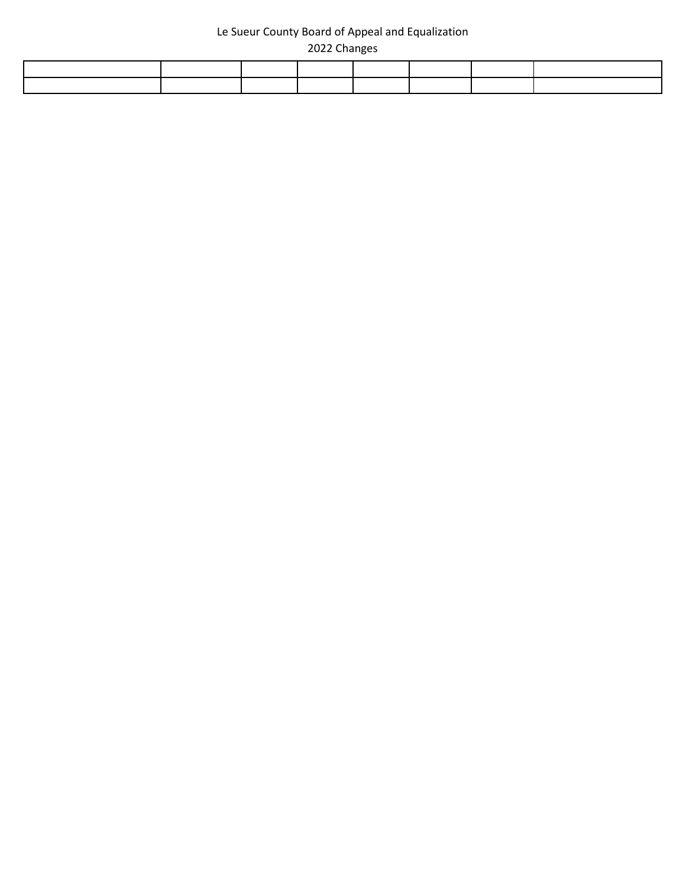Le Sueur County Board of Appeal and Equalization

2022 Changes

| | | | | | | | |
|---|---|---|---|---|---|---|---|
| | | | | | | | |
| | | | | | | | |